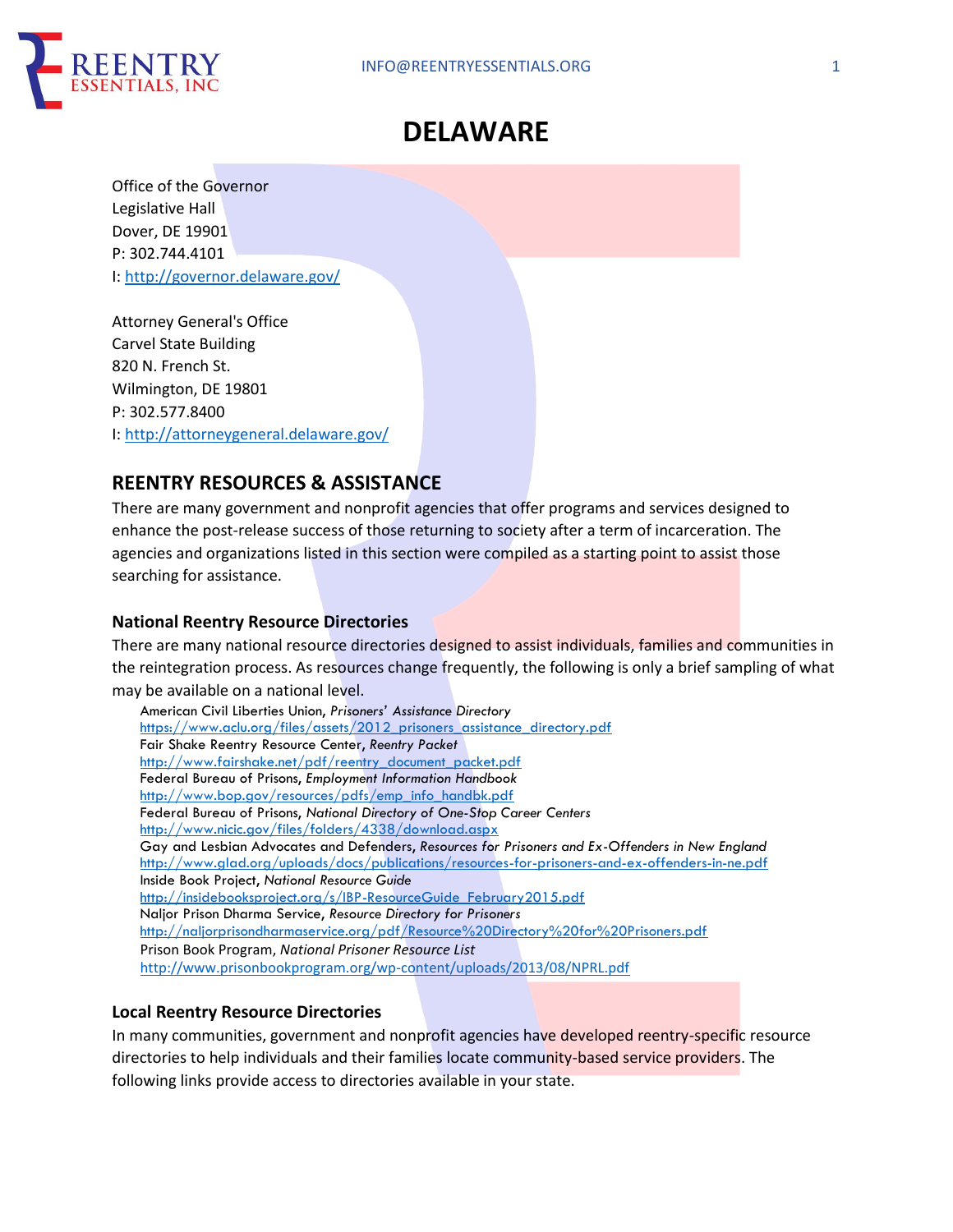# DELAWARE

Office of the Governor
Legislative Hall
Dover, DE 19901
P: 302.744.4101
I: http://governor.delaware.gov/

Attorney General's Office
Carvel State Building
820 N. French St.
Wilmington, DE 19801
P: 302.577.8400
I: http://attorneygeneral.delaware.gov/

## REENTRY RESOURCES & ASSISTANCE

There are many government and nonprofit agencies that offer programs and services designed to enhance the post-release success of those returning to society after a term of incarceration. The agencies and organizations listed in this section were compiled as a starting point to assist those searching for assistance.

### National Reentry Resource Directories

There are many national resource directories designed to assist individuals, families and communities in the reintegration process. As resources change frequently, the following is only a brief sampling of what may be available on a national level.

American Civil Liberties Union, *Prisoners' Assistance Directory*
https://www.aclu.org/files/assets/2012_prisoners_assistance_directory.pdf
Fair Shake Reentry Resource Center, *Reentry Packet*
http://www.fairshake.net/pdf/reentry_document_packet.pdf
Federal Bureau of Prisons, *Employment Information Handbook*
http://www.bop.gov/resources/pdfs/emp_info_handbk.pdf
Federal Bureau of Prisons, *National Directory of One-Stop Career Centers*
http://www.nicic.gov/files/folders/4338/download.aspx
Gay and Lesbian Advocates and Defenders, *Resources for Prisoners and Ex-Offenders in New England*
http://www.glad.org/uploads/docs/publications/resources-for-prisoners-and-ex-offenders-in-ne.pdf
Inside Book Project, *National Resource Guide*
http://insidebooksproject.org/s/IBP-ResourceGuide_February2015.pdf
Naljor Prison Dharma Service, *Resource Directory for Prisoners*
http://naljorprisondharmaservice.org/pdf/Resource%20Directory%20for%20Prisoners.pdf
Prison Book Program, *National Prisoner Resource List*
http://www.prisonbookprogram.org/wp-content/uploads/2013/08/NPRL.pdf

### Local Reentry Resource Directories

In many communities, government and nonprofit agencies have developed reentry-specific resource directories to help individuals and their families locate community-based service providers. The following links provide access to directories available in your state.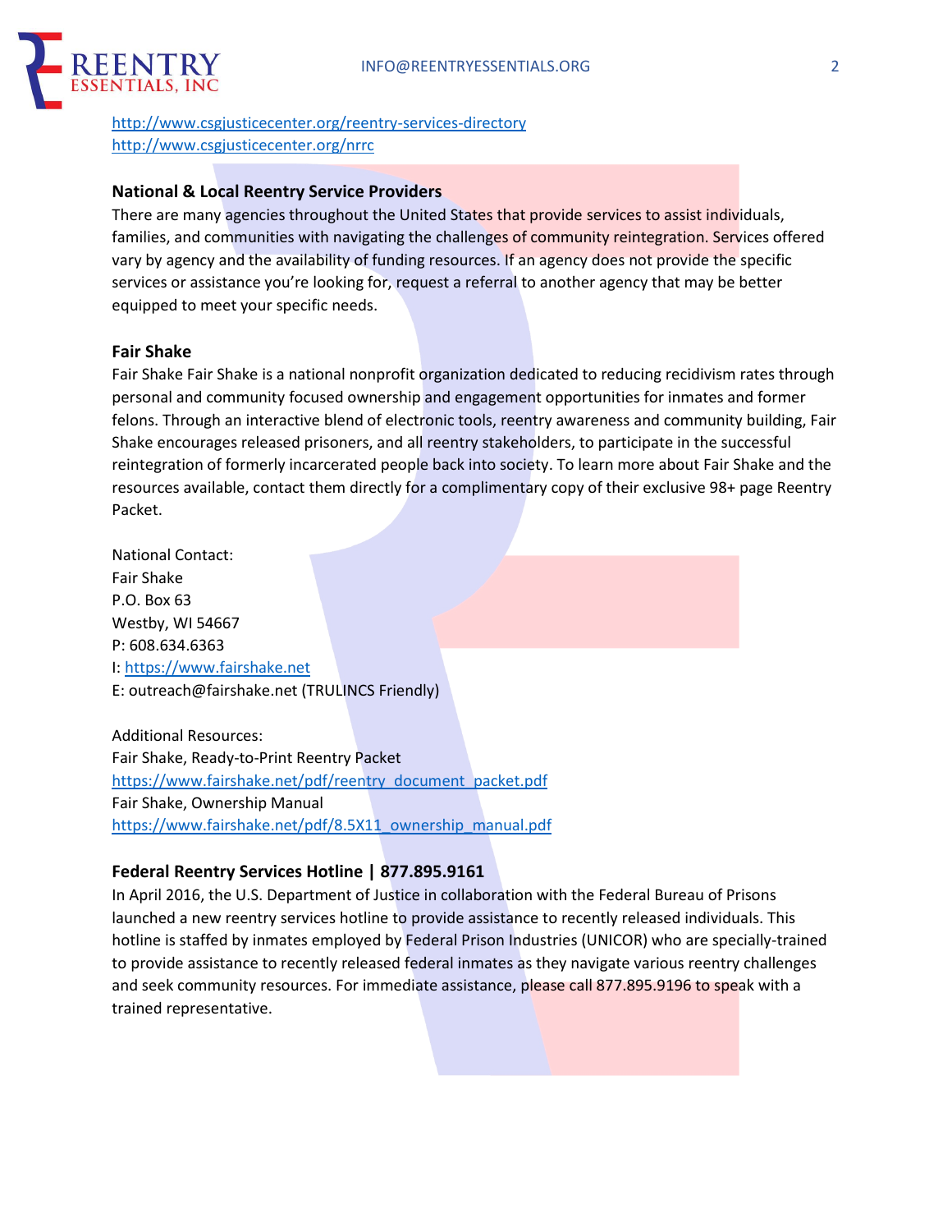http://www.csgjusticecenter.org/reentry-services-directory
http://www.csgjusticecenter.org/nrrc

### National & Local Reentry Service Providers

There are many agencies throughout the United States that provide services to assist individuals, families, and communities with navigating the challenges of community reintegration. Services offered vary by agency and the availability of funding resources. If an agency does not provide the specific services or assistance you're looking for, request a referral to another agency that may be better equipped to meet your specific needs.

### Fair Shake

Fair Shake Fair Shake is a national nonprofit organization dedicated to reducing recidivism rates through personal and community focused ownership and engagement opportunities for inmates and former felons. Through an interactive blend of electronic tools, reentry awareness and community building, Fair Shake encourages released prisoners, and all reentry stakeholders, to participate in the successful reintegration of formerly incarcerated people back into society. To learn more about Fair Shake and the resources available, contact them directly for a complimentary copy of their exclusive 98+ page Reentry Packet.

National Contact:
Fair Shake
P.O. Box 63
Westby, WI 54667
P: 608.634.6363
I: https://www.fairshake.net
E: outreach@fairshake.net (TRULINCS Friendly)

Additional Resources:
Fair Shake, Ready-to-Print Reentry Packet
https://www.fairshake.net/pdf/reentry_document_packet.pdf
Fair Shake, Ownership Manual
https://www.fairshake.net/pdf/8.5X11_ownership_manual.pdf

### Federal Reentry Services Hotline | 877.895.9161

In April 2016, the U.S. Department of Justice in collaboration with the Federal Bureau of Prisons launched a new reentry services hotline to provide assistance to recently released individuals. This hotline is staffed by inmates employed by Federal Prison Industries (UNICOR) who are specially-trained to provide assistance to recently released federal inmates as they navigate various reentry challenges and seek community resources. For immediate assistance, please call 877.895.9196 to speak with a trained representative.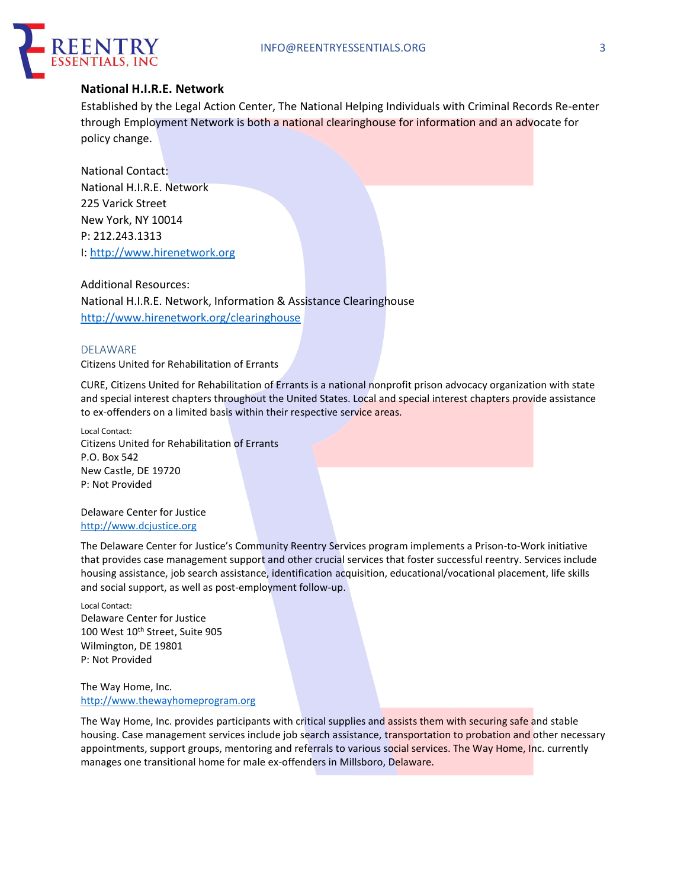### National H.I.R.E. Network

Established by the Legal Action Center, The National Helping Individuals with Criminal Records Re-enter through Employment Network is both a national clearinghouse for information and an advocate for policy change.

National Contact:
National H.I.R.E. Network
225 Varick Street
New York, NY 10014
P: 212.243.1313
I: http://www.hirenetwork.org

Additional Resources:
National H.I.R.E. Network, Information & Assistance Clearinghouse
http://www.hirenetwork.org/clearinghouse

## DELAWARE

Citizens United for Rehabilitation of Errants

CURE, Citizens United for Rehabilitation of Errants is a national nonprofit prison advocacy organization with state and special interest chapters throughout the United States. Local and special interest chapters provide assistance to ex-offenders on a limited basis within their respective service areas.

Local Contact:
Citizens United for Rehabilitation of Errants
P.O. Box 542
New Castle, DE 19720
P: Not Provided

Delaware Center for Justice
http://www.dcjustice.org

The Delaware Center for Justice's Community Reentry Services program implements a Prison-to-Work initiative that provides case management support and other crucial services that foster successful reentry. Services include housing assistance, job search assistance, identification acquisition, educational/vocational placement, life skills and social support, as well as post-employment follow-up.

Local Contact:
Delaware Center for Justice
100 West 10th Street, Suite 905
Wilmington, DE 19801
P: Not Provided

The Way Home, Inc.
http://www.thewayhomeprogram.org

The Way Home, Inc. provides participants with critical supplies and assists them with securing safe and stable housing. Case management services include job search assistance, transportation to probation and other necessary appointments, support groups, mentoring and referrals to various social services. The Way Home, Inc. currently manages one transitional home for male ex-offenders in Millsboro, Delaware.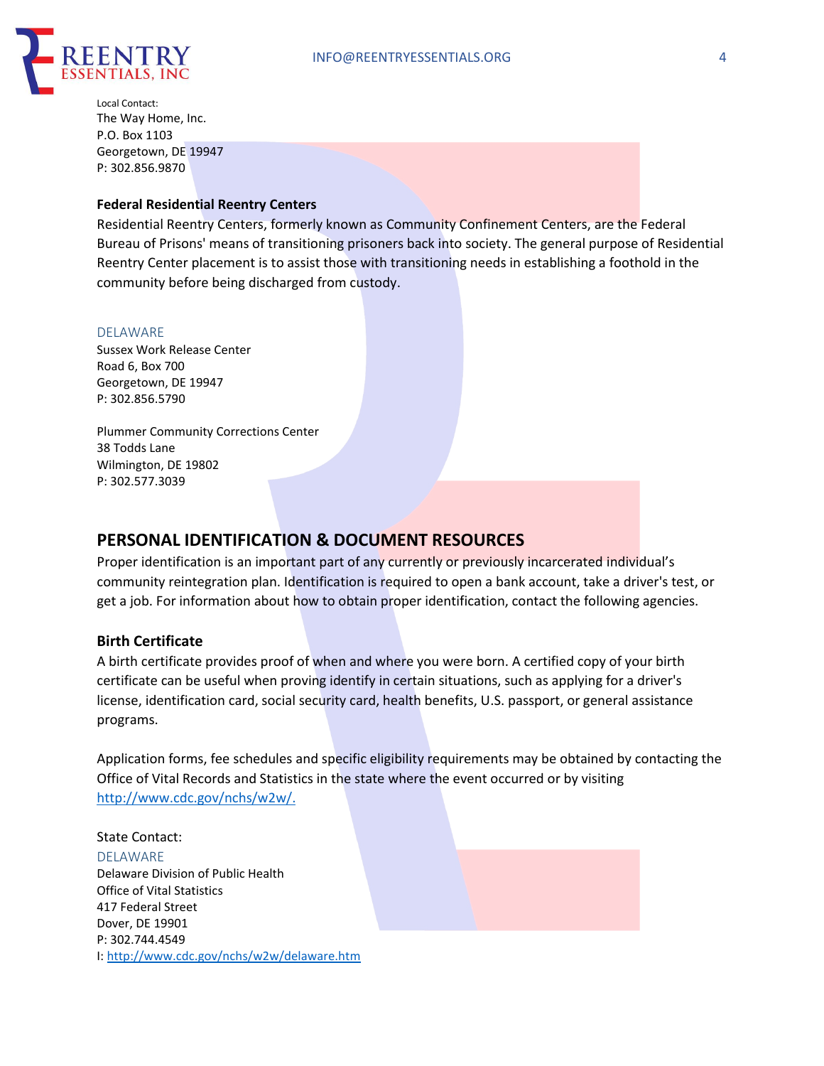Local Contact:
The Way Home, Inc.
P.O. Box 1103
Georgetown, DE 19947
P: 302.856.9870

### Federal Residential Reentry Centers

Residential Reentry Centers, formerly known as Community Confinement Centers, are the Federal Bureau of Prisons' means of transitioning prisoners back into society. The general purpose of Residential Reentry Center placement is to assist those with transitioning needs in establishing a foothold in the community before being discharged from custody.

DELAWARE
Sussex Work Release Center
Road 6, Box 700
Georgetown, DE 19947
P: 302.856.5790

Plummer Community Corrections Center
38 Todds Lane
Wilmington, DE 19802
P: 302.577.3039

## PERSONAL IDENTIFICATION & DOCUMENT RESOURCES

Proper identification is an important part of any currently or previously incarcerated individual's community reintegration plan. Identification is required to open a bank account, take a driver's test, or get a job. For information about how to obtain proper identification, contact the following agencies.

### Birth Certificate

A birth certificate provides proof of when and where you were born. A certified copy of your birth certificate can be useful when proving identify in certain situations, such as applying for a driver's license, identification card, social security card, health benefits, U.S. passport, or general assistance programs.

Application forms, fee schedules and specific eligibility requirements may be obtained by contacting the Office of Vital Records and Statistics in the state where the event occurred or by visiting http://www.cdc.gov/nchs/w2w/.

State Contact:
DELAWARE
Delaware Division of Public Health
Office of Vital Statistics
417 Federal Street
Dover, DE 19901
P: 302.744.4549
I: http://www.cdc.gov/nchs/w2w/delaware.htm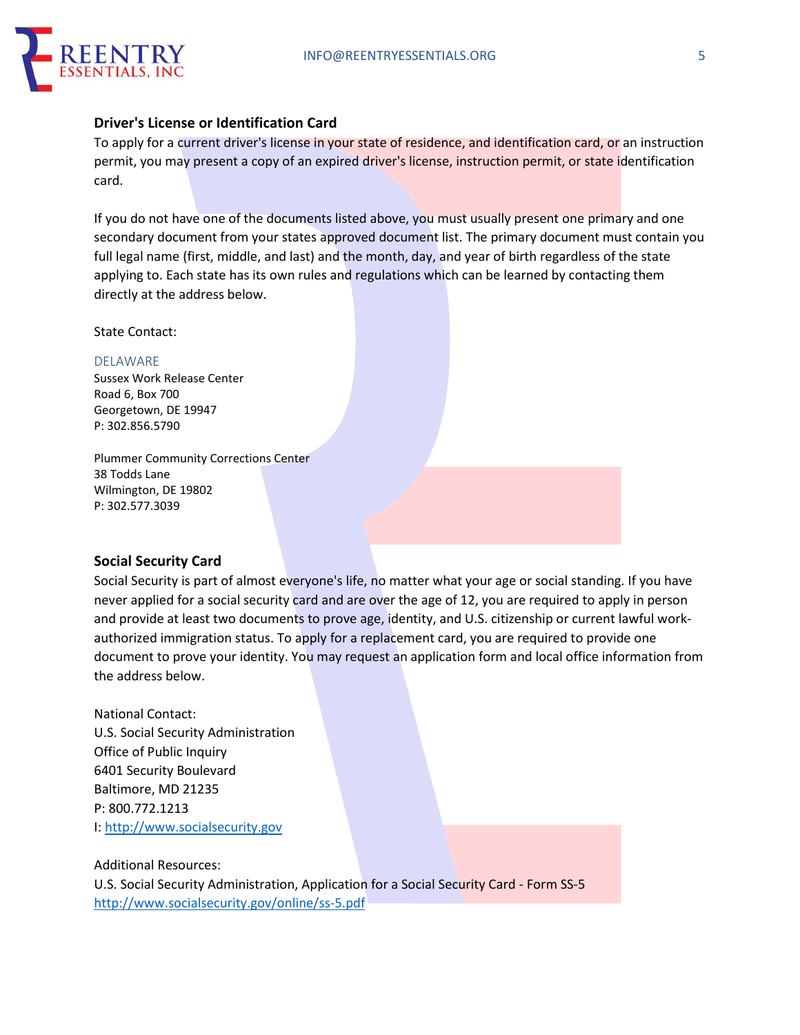## Driver's License or Identification Card

To apply for a current driver's license in your state of residence, and identification card, or an instruction permit, you may present a copy of an expired driver's license, instruction permit, or state identification card.

If you do not have one of the documents listed above, you must usually present one primary and one secondary document from your states approved document list. The primary document must contain you full legal name (first, middle, and last) and the month, day, and year of birth regardless of the state applying to. Each state has its own rules and regulations which can be learned by contacting them directly at the address below.

State Contact:

DELAWARE

Sussex Work Release Center
Road 6, Box 700
Georgetown, DE 19947
P: 302.856.5790

Plummer Community Corrections Center
38 Todds Lane
Wilmington, DE 19802
P: 302.577.3039

## Social Security Card

Social Security is part of almost everyone's life, no matter what your age or social standing. If you have never applied for a social security card and are over the age of 12, you are required to apply in person and provide at least two documents to prove age, identity, and U.S. citizenship or current lawful work-authorized immigration status. To apply for a replacement card, you are required to provide one document to prove your identity. You may request an application form and local office information from the address below.

National Contact:
U.S. Social Security Administration
Office of Public Inquiry
6401 Security Boulevard
Baltimore, MD 21235
P: 800.772.1213
I: http://www.socialsecurity.gov

Additional Resources:
U.S. Social Security Administration, Application for a Social Security Card - Form SS-5
http://www.socialsecurity.gov/online/ss-5.pdf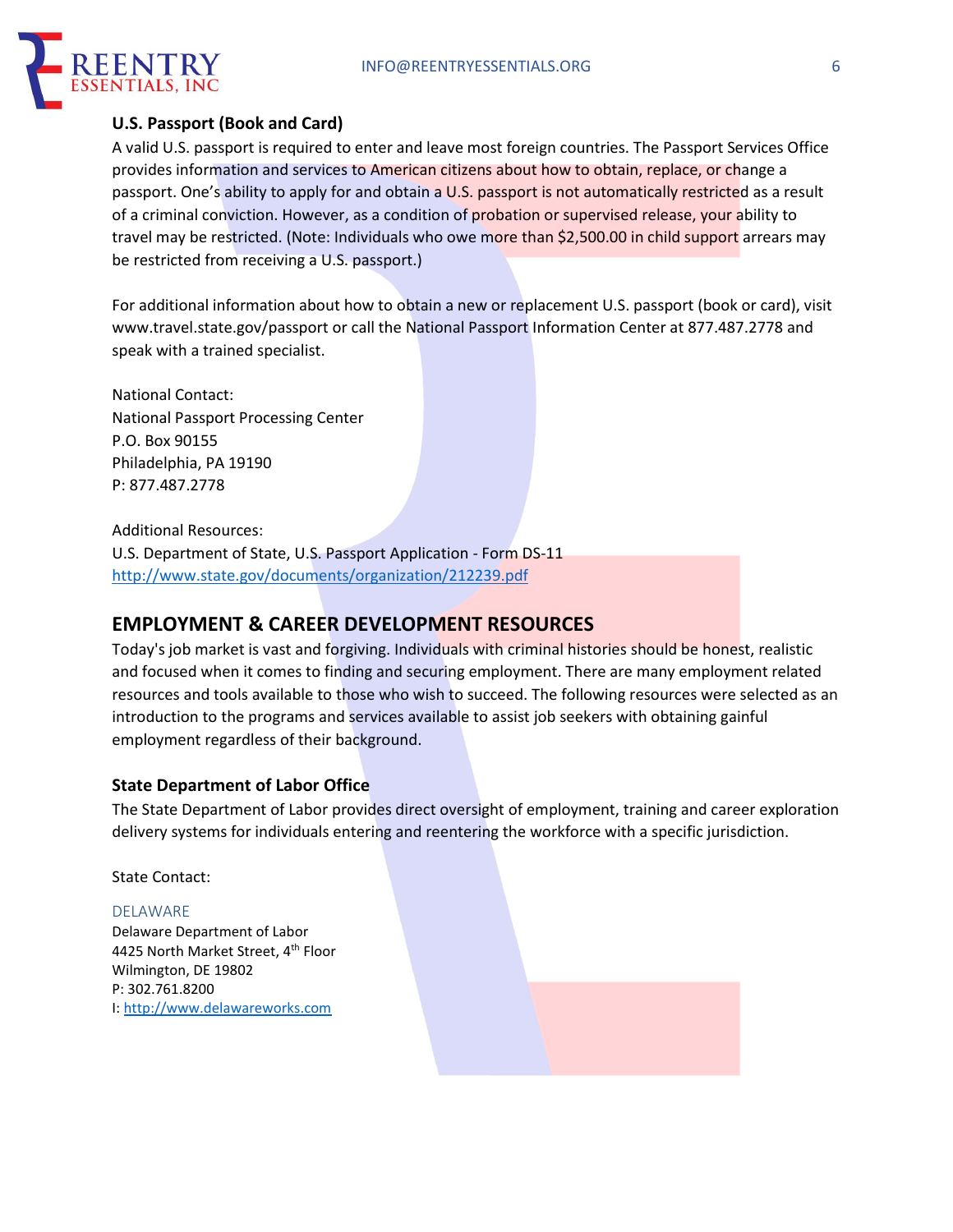### U.S. Passport (Book and Card)

A valid U.S. passport is required to enter and leave most foreign countries. The Passport Services Office provides information and services to American citizens about how to obtain, replace, or change a passport. One's ability to apply for and obtain a U.S. passport is not automatically restricted as a result of a criminal conviction. However, as a condition of probation or supervised release, your ability to travel may be restricted. (Note: Individuals who owe more than $2,500.00 in child support arrears may be restricted from receiving a U.S. passport.)

For additional information about how to obtain a new or replacement U.S. passport (book or card), visit www.travel.state.gov/passport or call the National Passport Information Center at 877.487.2778 and speak with a trained specialist.

National Contact:
National Passport Processing Center
P.O. Box 90155
Philadelphia, PA 19190
P: 877.487.2778

Additional Resources:
U.S. Department of State, U.S. Passport Application - Form DS-11
http://www.state.gov/documents/organization/212239.pdf

## EMPLOYMENT & CAREER DEVELOPMENT RESOURCES

Today's job market is vast and forgiving. Individuals with criminal histories should be honest, realistic and focused when it comes to finding and securing employment. There are many employment related resources and tools available to those who wish to succeed. The following resources were selected as an introduction to the programs and services available to assist job seekers with obtaining gainful employment regardless of their background.

### State Department of Labor Office

The State Department of Labor provides direct oversight of employment, training and career exploration delivery systems for individuals entering and reentering the workforce with a specific jurisdiction.

State Contact:

DELAWARE
Delaware Department of Labor
4425 North Market Street, 4th Floor
Wilmington, DE 19802
P: 302.761.8200
I: http://www.delawareworks.com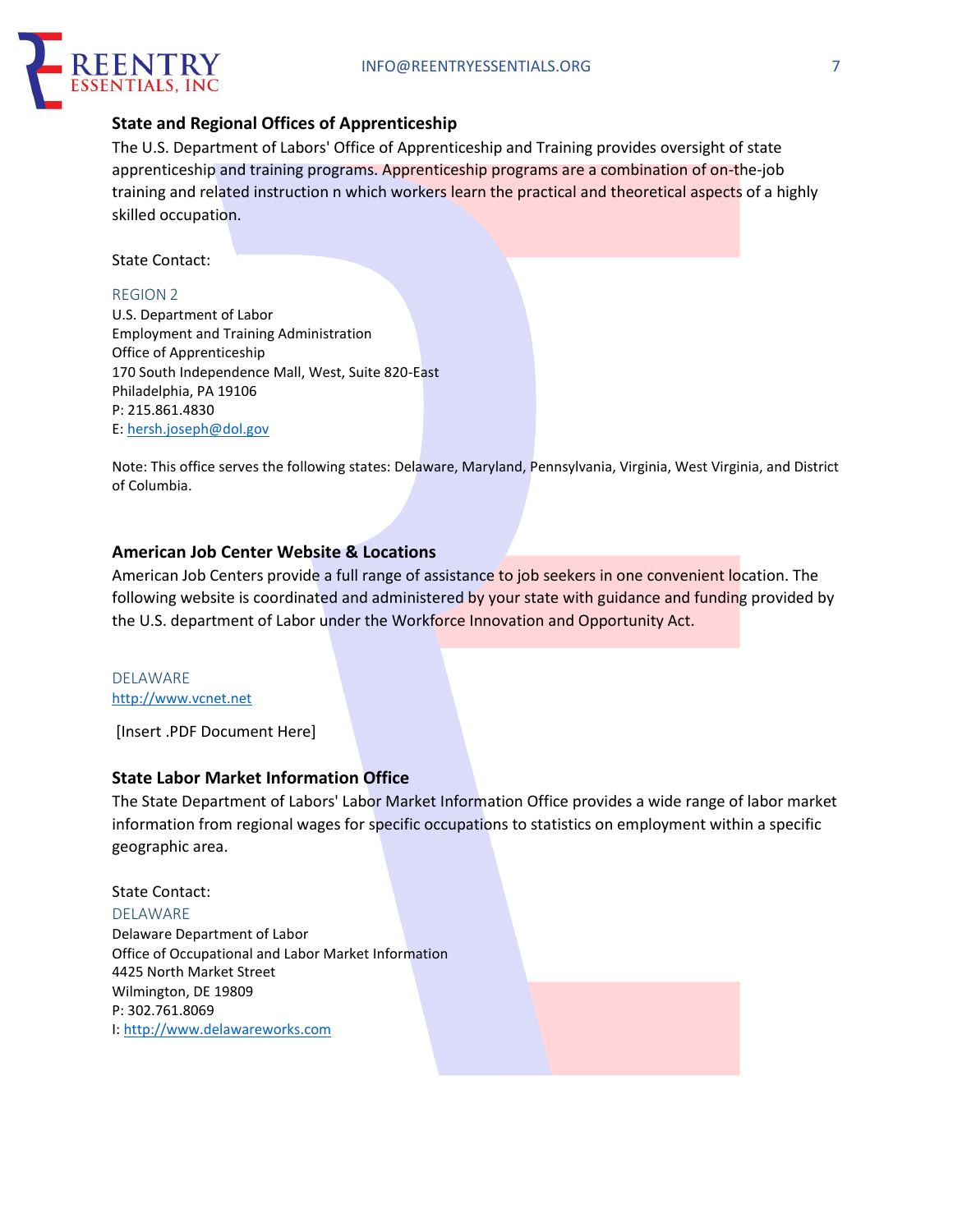## State and Regional Offices of Apprenticeship

The U.S. Department of Labors' Office of Apprenticeship and Training provides oversight of state apprenticeship and training programs. Apprenticeship programs are a combination of on-the-job training and related instruction n which workers learn the practical and theoretical aspects of a highly skilled occupation.

State Contact:

REGION 2
U.S. Department of Labor
Employment and Training Administration
Office of Apprenticeship
170 South Independence Mall, West, Suite 820-East
Philadelphia, PA 19106
P: 215.861.4830
E: hersh.joseph@dol.gov

Note: This office serves the following states: Delaware, Maryland, Pennsylvania, Virginia, West Virginia, and District of Columbia.

## American Job Center Website & Locations

American Job Centers provide a full range of assistance to job seekers in one convenient location. The following website is coordinated and administered by your state with guidance and funding provided by the U.S. department of Labor under the Workforce Innovation and Opportunity Act.

DELAWARE
http://www.vcnet.net

[Insert .PDF Document Here]

## State Labor Market Information Office

The State Department of Labors' Labor Market Information Office provides a wide range of labor market information from regional wages for specific occupations to statistics on employment within a specific geographic area.

State Contact:
DELAWARE
Delaware Department of Labor
Office of Occupational and Labor Market Information
4425 North Market Street
Wilmington, DE 19809
P: 302.761.8069
I: http://www.delawareworks.com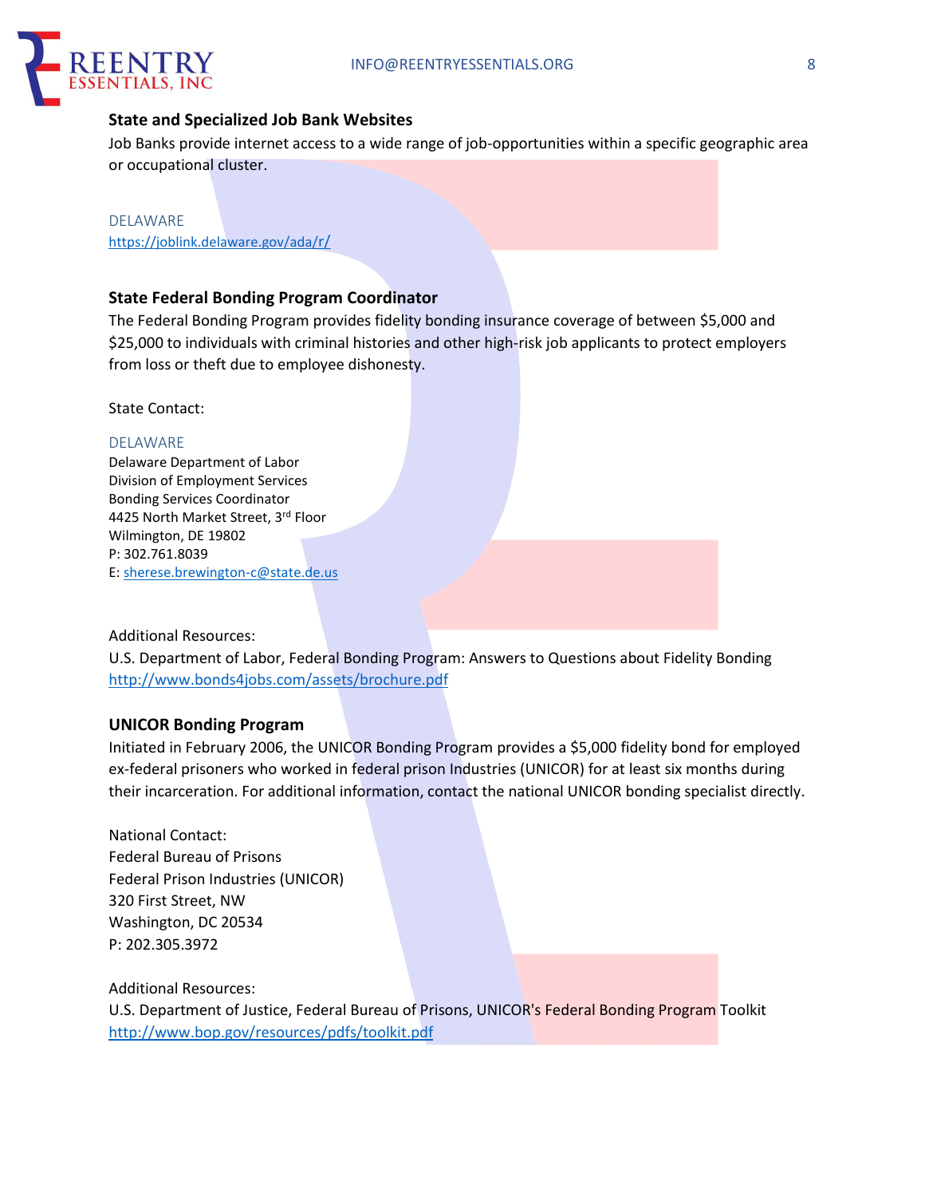## State and Specialized Job Bank Websites

Job Banks provide internet access to a wide range of job-opportunities within a specific geographic area or occupational cluster.

DELAWARE
https://joblink.delaware.gov/ada/r/

## State Federal Bonding Program Coordinator

The Federal Bonding Program provides fidelity bonding insurance coverage of between $5,000 and $25,000 to individuals with criminal histories and other high-risk job applicants to protect employers from loss or theft due to employee dishonesty.

State Contact:

DELAWARE
Delaware Department of Labor
Division of Employment Services
Bonding Services Coordinator
4425 North Market Street, 3rd Floor
Wilmington, DE 19802
P: 302.761.8039
E: sherese.brewington-c@state.de.us

Additional Resources:
U.S. Department of Labor, Federal Bonding Program: Answers to Questions about Fidelity Bonding
http://www.bonds4jobs.com/assets/brochure.pdf

## UNICOR Bonding Program

Initiated in February 2006, the UNICOR Bonding Program provides a $5,000 fidelity bond for employed ex-federal prisoners who worked in federal prison Industries (UNICOR) for at least six months during their incarceration. For additional information, contact the national UNICOR bonding specialist directly.

National Contact:
Federal Bureau of Prisons
Federal Prison Industries (UNICOR)
320 First Street, NW
Washington, DC 20534
P: 202.305.3972

Additional Resources:
U.S. Department of Justice, Federal Bureau of Prisons, UNICOR's Federal Bonding Program Toolkit
http://www.bop.gov/resources/pdfs/toolkit.pdf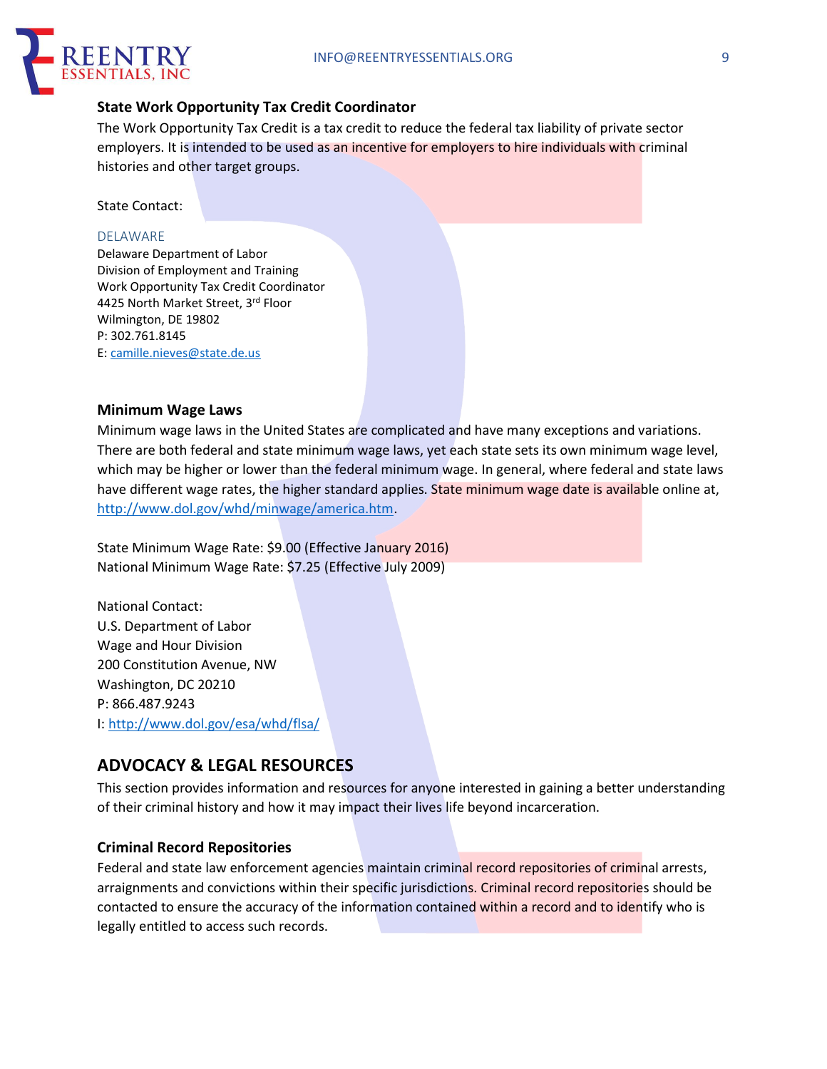### State Work Opportunity Tax Credit Coordinator

The Work Opportunity Tax Credit is a tax credit to reduce the federal tax liability of private sector employers. It is intended to be used as an incentive for employers to hire individuals with criminal histories and other target groups.

State Contact:

DELAWARE

Delaware Department of Labor
Division of Employment and Training
Work Opportunity Tax Credit Coordinator
4425 North Market Street, 3rd Floor
Wilmington, DE 19802
P: 302.761.8145
E: camille.nieves@state.de.us

### Minimum Wage Laws

Minimum wage laws in the United States are complicated and have many exceptions and variations. There are both federal and state minimum wage laws, yet each state sets its own minimum wage level, which may be higher or lower than the federal minimum wage. In general, where federal and state laws have different wage rates, the higher standard applies. State minimum wage date is available online at, http://www.dol.gov/whd/minwage/america.htm.

State Minimum Wage Rate: $9.00 (Effective January 2016)
National Minimum Wage Rate: $7.25 (Effective July 2009)

National Contact:
U.S. Department of Labor
Wage and Hour Division
200 Constitution Avenue, NW
Washington, DC 20210
P: 866.487.9243
I: http://www.dol.gov/esa/whd/flsa/

## ADVOCACY & LEGAL RESOURCES

This section provides information and resources for anyone interested in gaining a better understanding of their criminal history and how it may impact their lives life beyond incarceration.

### Criminal Record Repositories

Federal and state law enforcement agencies maintain criminal record repositories of criminal arrests, arraignments and convictions within their specific jurisdictions. Criminal record repositories should be contacted to ensure the accuracy of the information contained within a record and to identify who is legally entitled to access such records.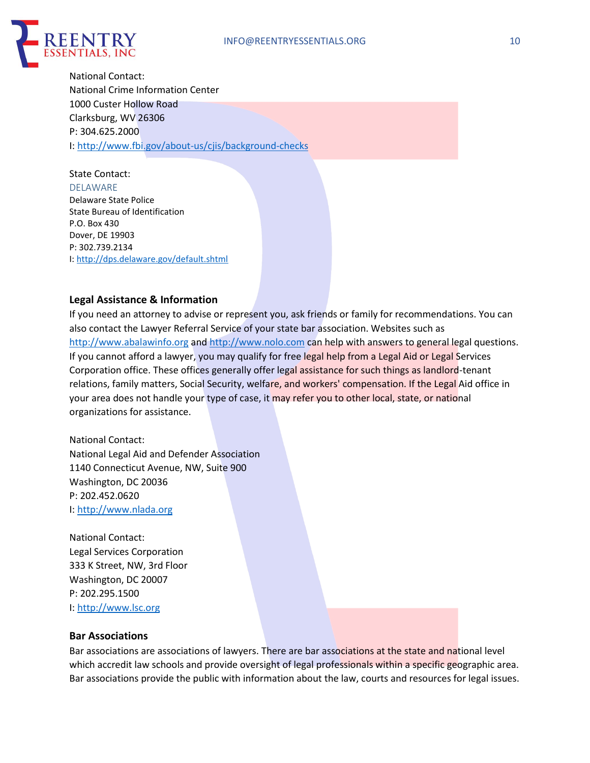National Contact:
National Crime Information Center
1000 Custer Hollow Road
Clarksburg, WV 26306
P: 304.625.2000
I: http://www.fbi.gov/about-us/cjis/background-checks

State Contact:
DELAWARE
Delaware State Police
State Bureau of Identification
P.O. Box 430
Dover, DE 19903
P: 302.739.2134
I: http://dps.delaware.gov/default.shtml

### Legal Assistance & Information

If you need an attorney to advise or represent you, ask friends or family for recommendations. You can also contact the Lawyer Referral Service of your state bar association. Websites such as http://www.abalawinfo.org and http://www.nolo.com can help with answers to general legal questions. If you cannot afford a lawyer, you may qualify for free legal help from a Legal Aid or Legal Services Corporation office. These offices generally offer legal assistance for such things as landlord-tenant relations, family matters, Social Security, welfare, and workers' compensation. If the Legal Aid office in your area does not handle your type of case, it may refer you to other local, state, or national organizations for assistance.

National Contact:
National Legal Aid and Defender Association
1140 Connecticut Avenue, NW, Suite 900
Washington, DC 20036
P: 202.452.0620
I: http://www.nlada.org

National Contact:
Legal Services Corporation
333 K Street, NW, 3rd Floor
Washington, DC 20007
P: 202.295.1500
I: http://www.lsc.org

### Bar Associations

Bar associations are associations of lawyers. There are bar associations at the state and national level which accredit law schools and provide oversight of legal professionals within a specific geographic area. Bar associations provide the public with information about the law, courts and resources for legal issues.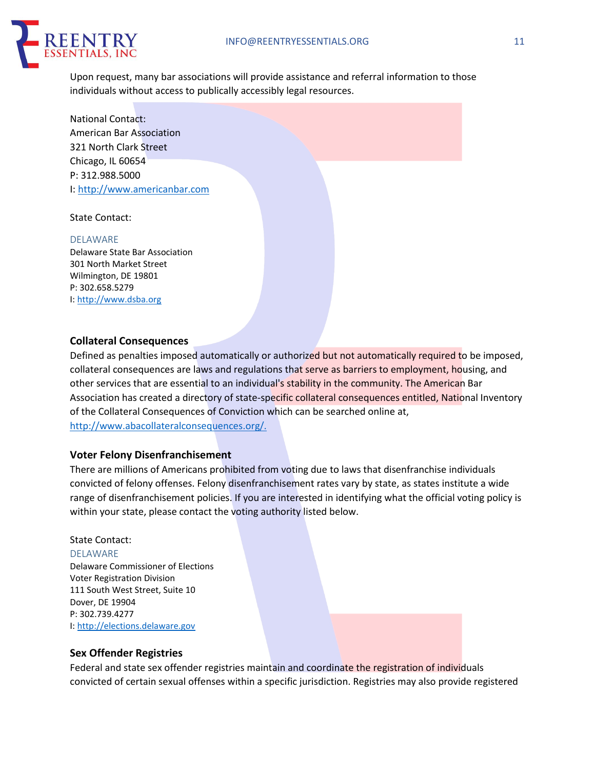Upon request, many bar associations will provide assistance and referral information to those individuals without access to publically accessibly legal resources.

National Contact:
American Bar Association
321 North Clark Street
Chicago, IL 60654
P: 312.988.5000
I: http://www.americanbar.com

State Contact:

DELAWARE
Delaware State Bar Association
301 North Market Street
Wilmington, DE 19801
P: 302.658.5279
I: http://www.dsba.org

### Collateral Consequences

Defined as penalties imposed automatically or authorized but not automatically required to be imposed, collateral consequences are laws and regulations that serve as barriers to employment, housing, and other services that are essential to an individual's stability in the community. The American Bar Association has created a directory of state-specific collateral consequences entitled, National Inventory of the Collateral Consequences of Conviction which can be searched online at, http://www.abacollateralconsequences.org/.

### Voter Felony Disenfranchisement

There are millions of Americans prohibited from voting due to laws that disenfranchise individuals convicted of felony offenses. Felony disenfranchisement rates vary by state, as states institute a wide range of disenfranchisement policies. If you are interested in identifying what the official voting policy is within your state, please contact the voting authority listed below.

State Contact:
DELAWARE
Delaware Commissioner of Elections
Voter Registration Division
111 South West Street, Suite 10
Dover, DE 19904
P: 302.739.4277
I: http://elections.delaware.gov

### Sex Offender Registries

Federal and state sex offender registries maintain and coordinate the registration of individuals convicted of certain sexual offenses within a specific jurisdiction. Registries may also provide registered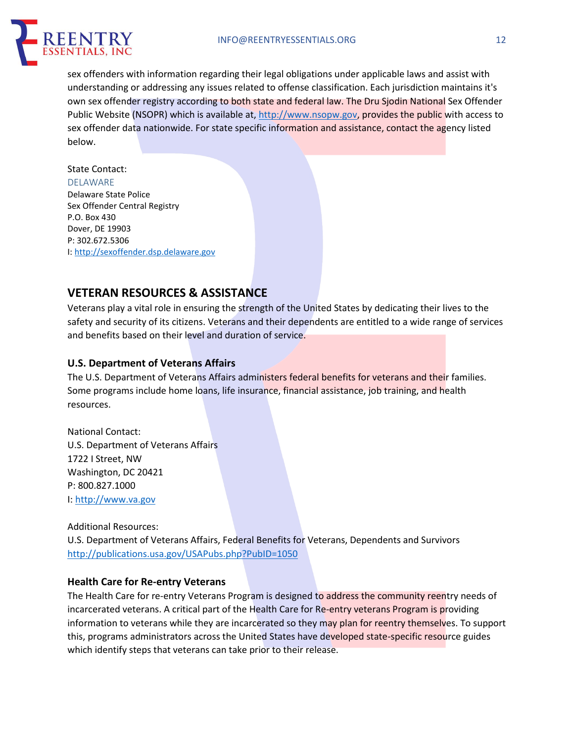sex offenders with information regarding their legal obligations under applicable laws and assist with understanding or addressing any issues related to offense classification. Each jurisdiction maintains it's own sex offender registry according to both state and federal law. The Dru Sjodin National Sex Offender Public Website (NSOPR) which is available at, http://www.nsopw.gov, provides the public with access to sex offender data nationwide. For state specific information and assistance, contact the agency listed below.

State Contact:
DELAWARE
Delaware State Police
Sex Offender Central Registry
P.O. Box 430
Dover, DE 19903
P: 302.672.5306
I: http://sexoffender.dsp.delaware.gov

## VETERAN RESOURCES & ASSISTANCE

Veterans play a vital role in ensuring the strength of the United States by dedicating their lives to the safety and security of its citizens. Veterans and their dependents are entitled to a wide range of services and benefits based on their level and duration of service.

### U.S. Department of Veterans Affairs

The U.S. Department of Veterans Affairs administers federal benefits for veterans and their families. Some programs include home loans, life insurance, financial assistance, job training, and health resources.

National Contact:
U.S. Department of Veterans Affairs
1722 I Street, NW
Washington, DC 20421
P: 800.827.1000
I: http://www.va.gov

Additional Resources:
U.S. Department of Veterans Affairs, Federal Benefits for Veterans, Dependents and Survivors
http://publications.usa.gov/USAPubs.php?PubID=1050

### Health Care for Re-entry Veterans

The Health Care for re-entry Veterans Program is designed to address the community reentry needs of incarcerated veterans. A critical part of the Health Care for Re-entry veterans Program is providing information to veterans while they are incarcerated so they may plan for reentry themselves. To support this, programs administrators across the United States have developed state-specific resource guides which identify steps that veterans can take prior to their release.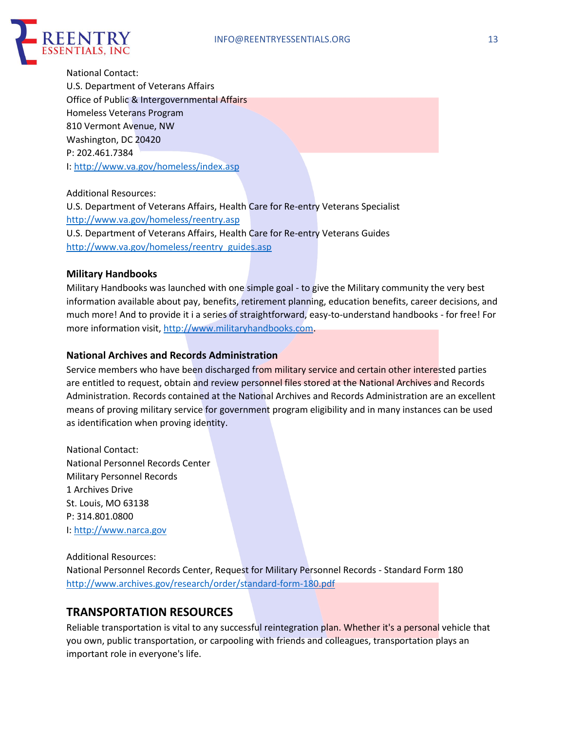National Contact:
U.S. Department of Veterans Affairs
Office of Public & Intergovernmental Affairs
Homeless Veterans Program
810 Vermont Avenue, NW
Washington, DC 20420
P: 202.461.7384
I: http://www.va.gov/homeless/index.asp

Additional Resources:
U.S. Department of Veterans Affairs, Health Care for Re-entry Veterans Specialist
http://www.va.gov/homeless/reentry.asp
U.S. Department of Veterans Affairs, Health Care for Re-entry Veterans Guides
http://www.va.gov/homeless/reentry_guides.asp

### Military Handbooks

Military Handbooks was launched with one simple goal - to give the Military community the very best information available about pay, benefits, retirement planning, education benefits, career decisions, and much more! And to provide it i a series of straightforward, easy-to-understand handbooks - for free! For more information visit, http://www.militaryhandbooks.com.

### National Archives and Records Administration

Service members who have been discharged from military service and certain other interested parties are entitled to request, obtain and review personnel files stored at the National Archives and Records Administration. Records contained at the National Archives and Records Administration are an excellent means of proving military service for government program eligibility and in many instances can be used as identification when proving identity.

National Contact:
National Personnel Records Center
Military Personnel Records
1 Archives Drive
St. Louis, MO 63138
P: 314.801.0800
I: http://www.narca.gov

Additional Resources:
National Personnel Records Center, Request for Military Personnel Records - Standard Form 180
http://www.archives.gov/research/order/standard-form-180.pdf

## TRANSPORTATION RESOURCES

Reliable transportation is vital to any successful reintegration plan. Whether it's a personal vehicle that you own, public transportation, or carpooling with friends and colleagues, transportation plays an important role in everyone's life.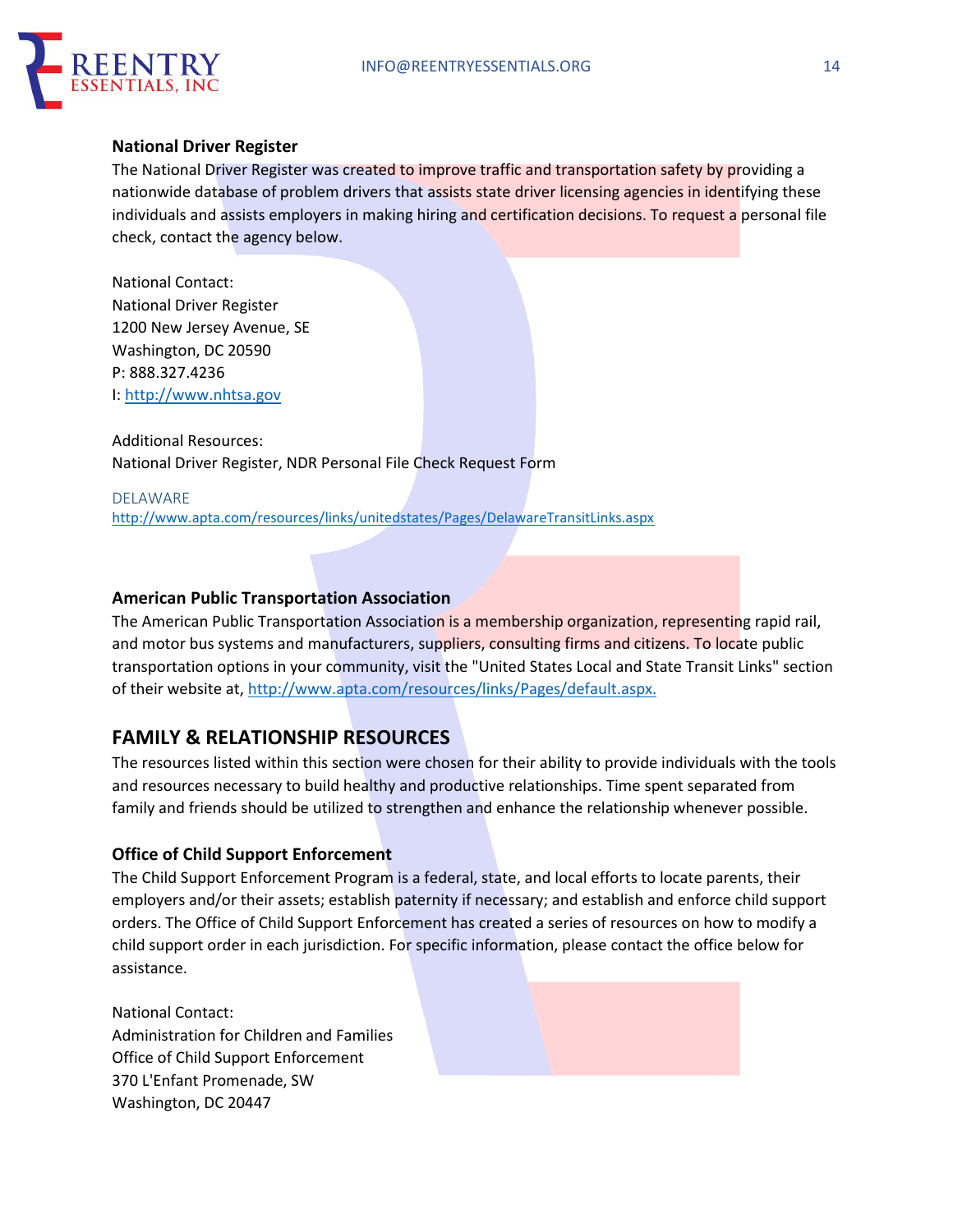### National Driver Register

The National Driver Register was created to improve traffic and transportation safety by providing a nationwide database of problem drivers that assists state driver licensing agencies in identifying these individuals and assists employers in making hiring and certification decisions. To request a personal file check, contact the agency below.

National Contact:
National Driver Register
1200 New Jersey Avenue, SE
Washington, DC 20590
P: 888.327.4236
I: http://www.nhtsa.gov

Additional Resources:
National Driver Register, NDR Personal File Check Request Form

DELAWARE
http://www.apta.com/resources/links/unitedstates/Pages/DelawareTransitLinks.aspx

### American Public Transportation Association

The American Public Transportation Association is a membership organization, representing rapid rail, and motor bus systems and manufacturers, suppliers, consulting firms and citizens. To locate public transportation options in your community, visit the "United States Local and State Transit Links" section of their website at, http://www.apta.com/resources/links/Pages/default.aspx.

## FAMILY & RELATIONSHIP RESOURCES

The resources listed within this section were chosen for their ability to provide individuals with the tools and resources necessary to build healthy and productive relationships. Time spent separated from family and friends should be utilized to strengthen and enhance the relationship whenever possible.

### Office of Child Support Enforcement

The Child Support Enforcement Program is a federal, state, and local efforts to locate parents, their employers and/or their assets; establish paternity if necessary; and establish and enforce child support orders. The Office of Child Support Enforcement has created a series of resources on how to modify a child support order in each jurisdiction. For specific information, please contact the office below for assistance.

National Contact:
Administration for Children and Families
Office of Child Support Enforcement
370 L'Enfant Promenade, SW
Washington, DC 20447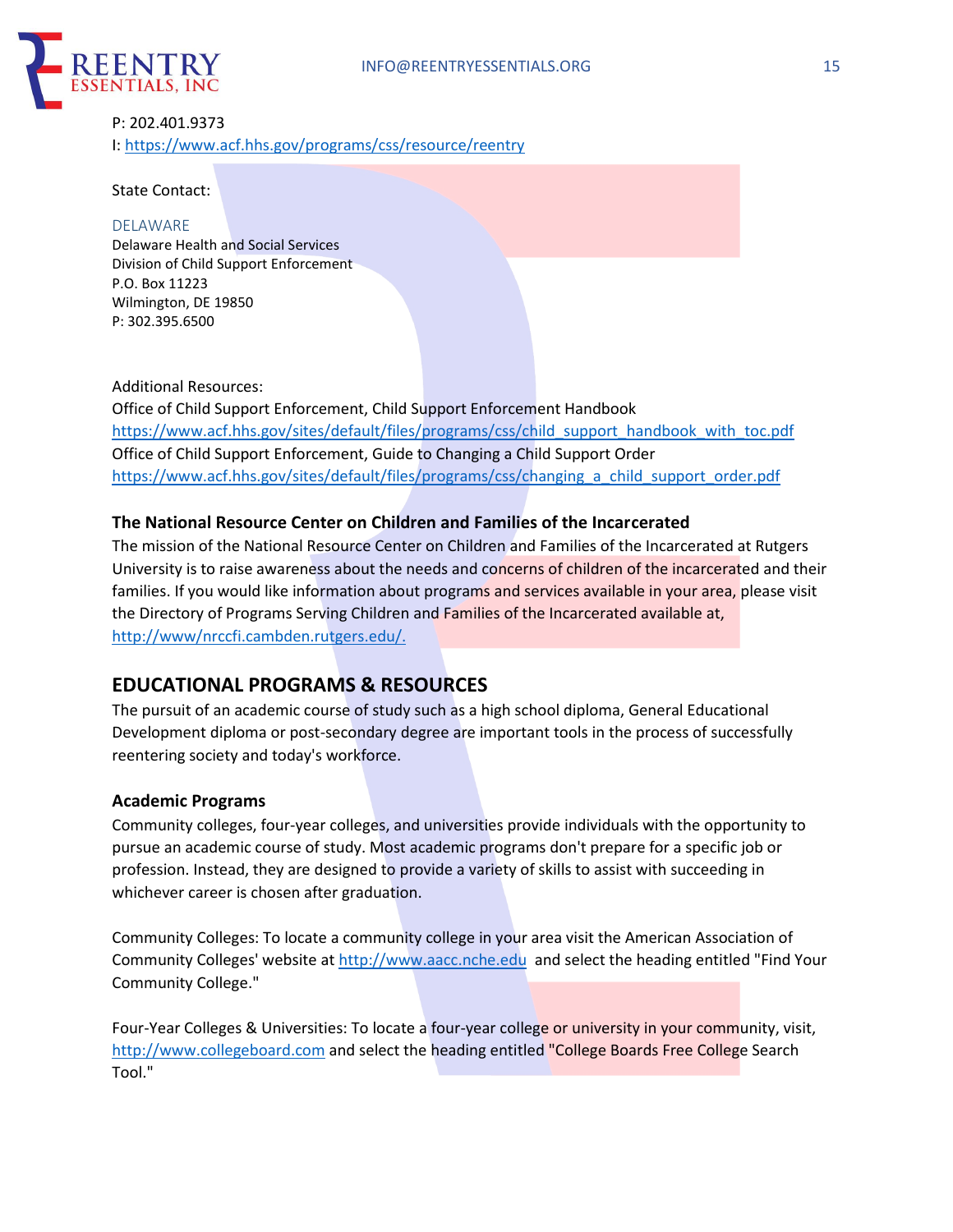P: 202.401.9373
I: https://www.acf.hhs.gov/programs/css/resource/reentry

State Contact:

DELAWARE
Delaware Health and Social Services
Division of Child Support Enforcement
P.O. Box 11223
Wilmington, DE 19850
P: 302.395.6500

Additional Resources:
Office of Child Support Enforcement, Child Support Enforcement Handbook
https://www.acf.hhs.gov/sites/default/files/programs/css/child_support_handbook_with_toc.pdf
Office of Child Support Enforcement, Guide to Changing a Child Support Order
https://www.acf.hhs.gov/sites/default/files/programs/css/changing_a_child_support_order.pdf

### The National Resource Center on Children and Families of the Incarcerated

The mission of the National Resource Center on Children and Families of the Incarcerated at Rutgers University is to raise awareness about the needs and concerns of children of the incarcerated and their families. If you would like information about programs and services available in your area, please visit the Directory of Programs Serving Children and Families of the Incarcerated available at, http://www/nrccfi.cambden.rutgers.edu/.

## EDUCATIONAL PROGRAMS & RESOURCES

The pursuit of an academic course of study such as a high school diploma, General Educational Development diploma or post-secondary degree are important tools in the process of successfully reentering society and today's workforce.

### Academic Programs

Community colleges, four-year colleges, and universities provide individuals with the opportunity to pursue an academic course of study. Most academic programs don't prepare for a specific job or profession. Instead, they are designed to provide a variety of skills to assist with succeeding in whichever career is chosen after graduation.

Community Colleges: To locate a community college in your area visit the American Association of Community Colleges' website at http://www.aacc.nche.edu and select the heading entitled "Find Your Community College."

Four-Year Colleges & Universities: To locate a four-year college or university in your community, visit, http://www.collegeboard.com and select the heading entitled "College Boards Free College Search Tool."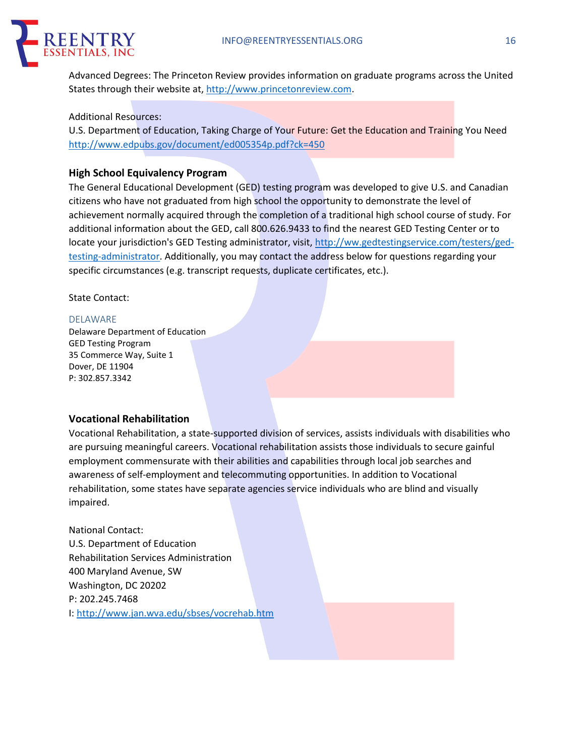Advanced Degrees: The Princeton Review provides information on graduate programs across the United States through their website at, [http://www.princetonreview.com](http://www.princetonreview.com).

Additional Resources:
U.S. Department of Education, Taking Charge of Your Future: Get the Education and Training You Need
[http://www.edpubs.gov/document/ed005354p.pdf?ck=450](http://www.edpubs.gov/document/ed005354p.pdf?ck=450)

### High School Equivalency Program

The General Educational Development (GED) testing program was developed to give U.S. and Canadian citizens who have not graduated from high school the opportunity to demonstrate the level of achievement normally acquired through the completion of a traditional high school course of study. For additional information about the GED, call 800.626.9433 to find the nearest GED Testing Center or to locate your jurisdiction's GED Testing administrator, visit, [http://ww.gedtestingservice.com/testers/ged-testing-administrator](http://ww.gedtestingservice.com/testers/ged-testing-administrator). Additionally, you may contact the address below for questions regarding your specific circumstances (e.g. transcript requests, duplicate certificates, etc.).

State Contact:

DELAWARE
Delaware Department of Education
GED Testing Program
35 Commerce Way, Suite 1
Dover, DE 11904
P: 302.857.3342

### Vocational Rehabilitation

Vocational Rehabilitation, a state-supported division of services, assists individuals with disabilities who are pursuing meaningful careers. Vocational rehabilitation assists those individuals to secure gainful employment commensurate with their abilities and capabilities through local job searches and awareness of self-employment and telecommuting opportunities. In addition to Vocational rehabilitation, some states have separate agencies service individuals who are blind and visually impaired.

National Contact:
U.S. Department of Education
Rehabilitation Services Administration
400 Maryland Avenue, SW
Washington, DC 20202
P: 202.245.7468
I: [http://www.jan.wva.edu/sbses/vocrehab.htm](http://www.jan.wva.edu/sbses/vocrehab.htm)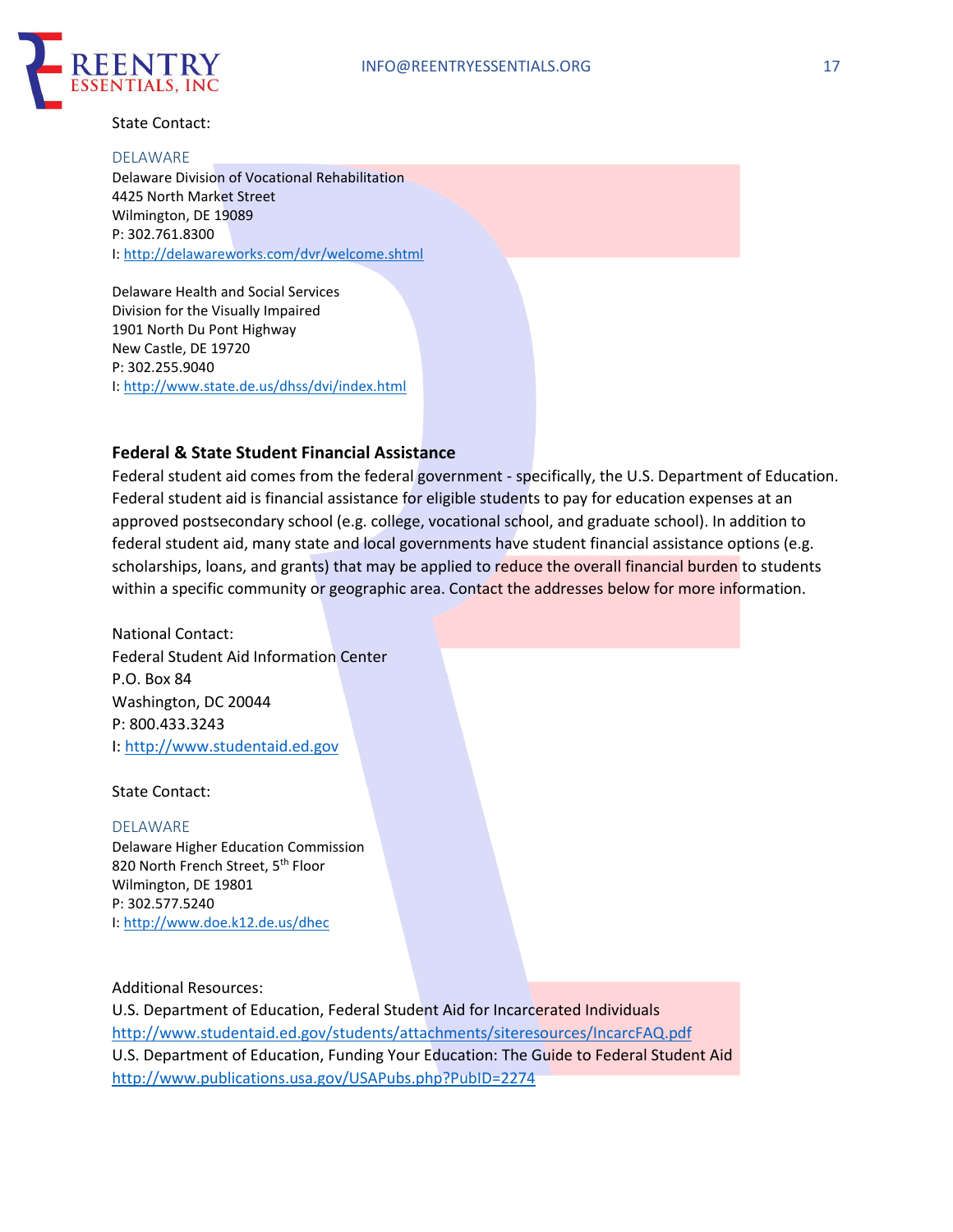State Contact:

DELAWARE

Delaware Division of Vocational Rehabilitation
4425 North Market Street
Wilmington, DE 19089
P: 302.761.8300
I: http://delawareworks.com/dvr/welcome.shtml

Delaware Health and Social Services
Division for the Visually Impaired
1901 North Du Pont Highway
New Castle, DE 19720
P: 302.255.9040
I: http://www.state.de.us/dhss/dvi/index.html

## Federal & State Student Financial Assistance

Federal student aid comes from the federal government - specifically, the U.S. Department of Education. Federal student aid is financial assistance for eligible students to pay for education expenses at an approved postsecondary school (e.g. college, vocational school, and graduate school). In addition to federal student aid, many state and local governments have student financial assistance options (e.g. scholarships, loans, and grants) that may be applied to reduce the overall financial burden to students within a specific community or geographic area. Contact the addresses below for more information.

National Contact:
Federal Student Aid Information Center
P.O. Box 84
Washington, DC 20044
P: 800.433.3243
I: http://www.studentaid.ed.gov

State Contact:

DELAWARE

Delaware Higher Education Commission
820 North French Street, 5th Floor
Wilmington, DE 19801
P: 302.577.5240
I: http://www.doe.k12.de.us/dhec

Additional Resources:
U.S. Department of Education, Federal Student Aid for Incarcerated Individuals
http://www.studentaid.ed.gov/students/attachments/siteresources/IncarcFAQ.pdf
U.S. Department of Education, Funding Your Education: The Guide to Federal Student Aid
http://www.publications.usa.gov/USAPubs.php?PubID=2274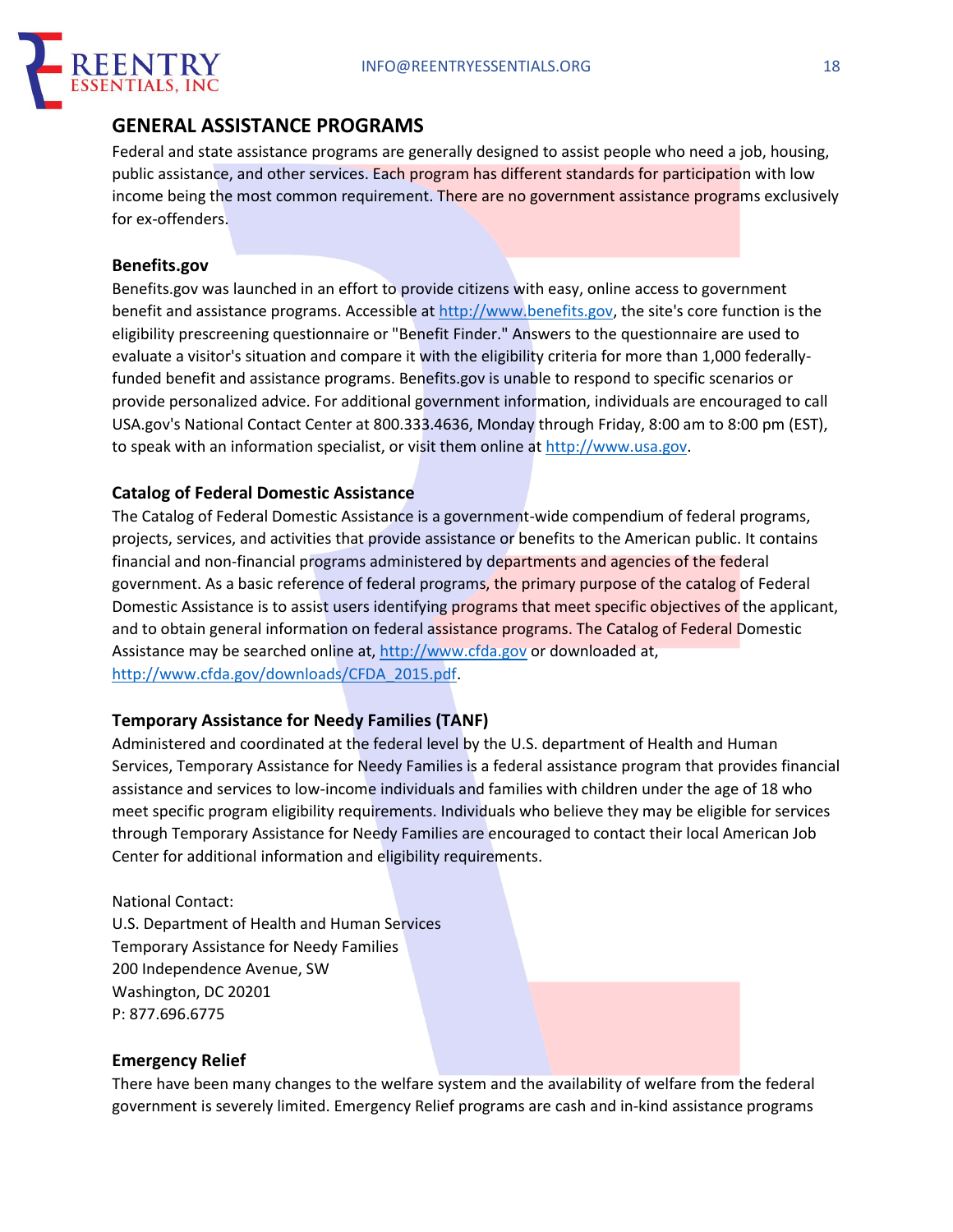## GENERAL ASSISTANCE PROGRAMS

Federal and state assistance programs are generally designed to assist people who need a job, housing, public assistance, and other services. Each program has different standards for participation with low income being the most common requirement. There are no government assistance programs exclusively for ex-offenders.

### Benefits.gov

Benefits.gov was launched in an effort to provide citizens with easy, online access to government benefit and assistance programs. Accessible at http://www.benefits.gov, the site's core function is the eligibility prescreening questionnaire or "Benefit Finder." Answers to the questionnaire are used to evaluate a visitor's situation and compare it with the eligibility criteria for more than 1,000 federally-funded benefit and assistance programs. Benefits.gov is unable to respond to specific scenarios or provide personalized advice. For additional government information, individuals are encouraged to call USA.gov's National Contact Center at 800.333.4636, Monday through Friday, 8:00 am to 8:00 pm (EST), to speak with an information specialist, or visit them online at http://www.usa.gov.

### Catalog of Federal Domestic Assistance

The Catalog of Federal Domestic Assistance is a government-wide compendium of federal programs, projects, services, and activities that provide assistance or benefits to the American public. It contains financial and non-financial programs administered by departments and agencies of the federal government. As a basic reference of federal programs, the primary purpose of the catalog of Federal Domestic Assistance is to assist users identifying programs that meet specific objectives of the applicant, and to obtain general information on federal assistance programs. The Catalog of Federal Domestic Assistance may be searched online at, http://www.cfda.gov or downloaded at, http://www.cfda.gov/downloads/CFDA_2015.pdf.

### Temporary Assistance for Needy Families (TANF)

Administered and coordinated at the federal level by the U.S. department of Health and Human Services, Temporary Assistance for Needy Families is a federal assistance program that provides financial assistance and services to low-income individuals and families with children under the age of 18 who meet specific program eligibility requirements. Individuals who believe they may be eligible for services through Temporary Assistance for Needy Families are encouraged to contact their local American Job Center for additional information and eligibility requirements.

National Contact:
U.S. Department of Health and Human Services
Temporary Assistance for Needy Families
200 Independence Avenue, SW
Washington, DC 20201
P: 877.696.6775

### Emergency Relief

There have been many changes to the welfare system and the availability of welfare from the federal government is severely limited. Emergency Relief programs are cash and in-kind assistance programs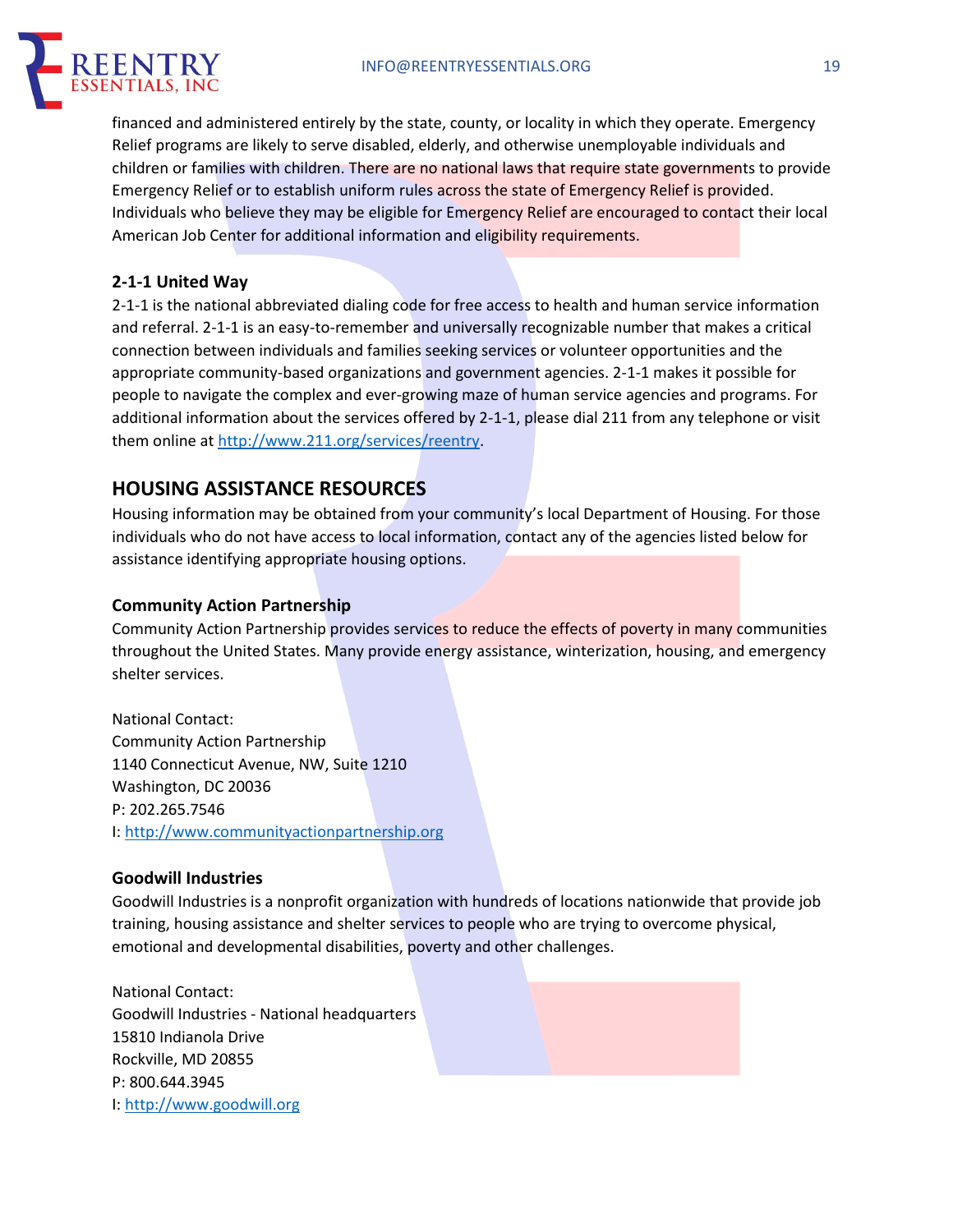financed and administered entirely by the state, county, or locality in which they operate. Emergency Relief programs are likely to serve disabled, elderly, and otherwise unemployable individuals and children or families with children. There are no national laws that require state governments to provide Emergency Relief or to establish uniform rules across the state of Emergency Relief is provided. Individuals who believe they may be eligible for Emergency Relief are encouraged to contact their local American Job Center for additional information and eligibility requirements.

### 2-1-1 United Way

2-1-1 is the national abbreviated dialing code for free access to health and human service information and referral. 2-1-1 is an easy-to-remember and universally recognizable number that makes a critical connection between individuals and families seeking services or volunteer opportunities and the appropriate community-based organizations and government agencies. 2-1-1 makes it possible for people to navigate the complex and ever-growing maze of human service agencies and programs. For additional information about the services offered by 2-1-1, please dial 211 from any telephone or visit them online at http://www.211.org/services/reentry.

## HOUSING ASSISTANCE RESOURCES

Housing information may be obtained from your community's local Department of Housing. For those individuals who do not have access to local information, contact any of the agencies listed below for assistance identifying appropriate housing options.

### Community Action Partnership

Community Action Partnership provides services to reduce the effects of poverty in many communities throughout the United States. Many provide energy assistance, winterization, housing, and emergency shelter services.

National Contact:
Community Action Partnership
1140 Connecticut Avenue, NW, Suite 1210
Washington, DC 20036
P: 202.265.7546
I: http://www.communityactionpartnership.org

### Goodwill Industries

Goodwill Industries is a nonprofit organization with hundreds of locations nationwide that provide job training, housing assistance and shelter services to people who are trying to overcome physical, emotional and developmental disabilities, poverty and other challenges.

National Contact:
Goodwill Industries - National headquarters
15810 Indianola Drive
Rockville, MD 20855
P: 800.644.3945
I: http://www.goodwill.org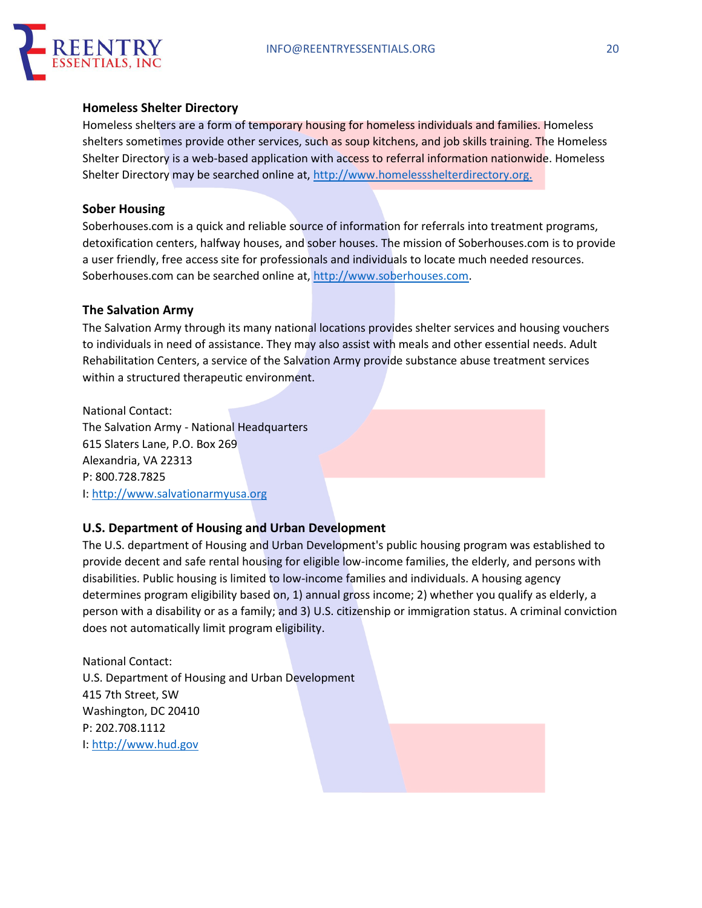### Homeless Shelter Directory

Homeless shelters are a form of temporary housing for homeless individuals and families. Homeless shelters sometimes provide other services, such as soup kitchens, and job skills training. The Homeless Shelter Directory is a web-based application with access to referral information nationwide. Homeless Shelter Directory may be searched online at, http://www.homelessshelterdirectory.org.

### Sober Housing

Soberhouses.com is a quick and reliable source of information for referrals into treatment programs, detoxification centers, halfway houses, and sober houses. The mission of Soberhouses.com is to provide a user friendly, free access site for professionals and individuals to locate much needed resources. Soberhouses.com can be searched online at, http://www.soberhouses.com.

### The Salvation Army

The Salvation Army through its many national locations provides shelter services and housing vouchers to individuals in need of assistance. They may also assist with meals and other essential needs. Adult Rehabilitation Centers, a service of the Salvation Army provide substance abuse treatment services within a structured therapeutic environment.

National Contact:
The Salvation Army - National Headquarters
615 Slaters Lane, P.O. Box 269
Alexandria, VA 22313
P: 800.728.7825
I: http://www.salvationarmyusa.org

### U.S. Department of Housing and Urban Development

The U.S. department of Housing and Urban Development's public housing program was established to provide decent and safe rental housing for eligible low-income families, the elderly, and persons with disabilities. Public housing is limited to low-income families and individuals. A housing agency determines program eligibility based on, 1) annual gross income; 2) whether you qualify as elderly, a person with a disability or as a family; and 3) U.S. citizenship or immigration status. A criminal conviction does not automatically limit program eligibility.

National Contact:
U.S. Department of Housing and Urban Development
415 7th Street, SW
Washington, DC 20410
P: 202.708.1112
I: http://www.hud.gov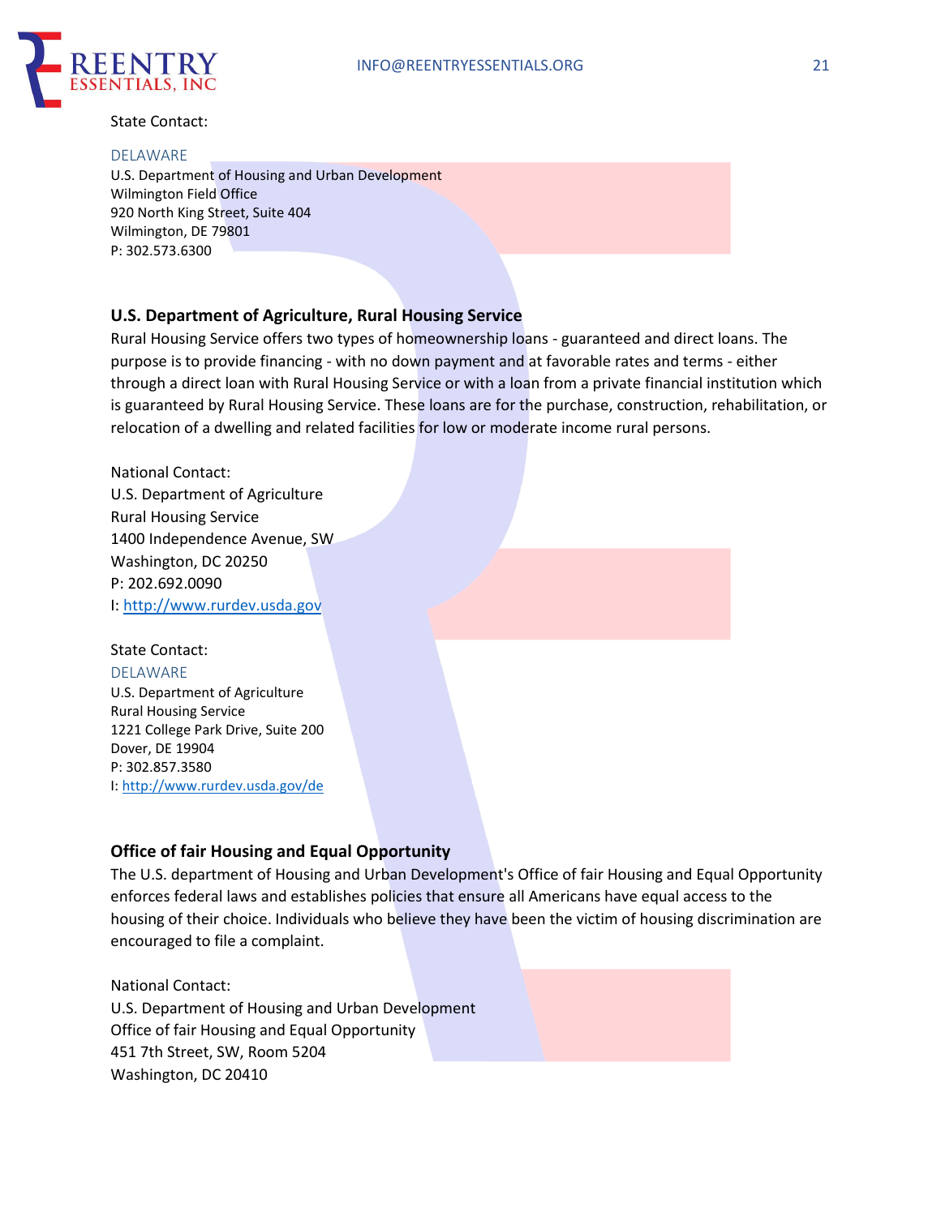State Contact:

DELAWARE
U.S. Department of Housing and Urban Development
Wilmington Field Office
920 North King Street, Suite 404
Wilmington, DE 79801
P: 302.573.6300

### U.S. Department of Agriculture, Rural Housing Service

Rural Housing Service offers two types of homeownership loans - guaranteed and direct loans. The purpose is to provide financing - with no down payment and at favorable rates and terms - either through a direct loan with Rural Housing Service or with a loan from a private financial institution which is guaranteed by Rural Housing Service. These loans are for the purchase, construction, rehabilitation, or relocation of a dwelling and related facilities for low or moderate income rural persons.

National Contact:
U.S. Department of Agriculture
Rural Housing Service
1400 Independence Avenue, SW
Washington, DC 20250
P: 202.692.0090
I: http://www.rurdev.usda.gov

State Contact:
DELAWARE
U.S. Department of Agriculture
Rural Housing Service
1221 College Park Drive, Suite 200
Dover, DE 19904
P: 302.857.3580
I: http://www.rurdev.usda.gov/de

### Office of fair Housing and Equal Opportunity

The U.S. department of Housing and Urban Development's Office of fair Housing and Equal Opportunity enforces federal laws and establishes policies that ensure all Americans have equal access to the housing of their choice. Individuals who believe they have been the victim of housing discrimination are encouraged to file a complaint.

National Contact:
U.S. Department of Housing and Urban Development
Office of fair Housing and Equal Opportunity
451 7th Street, SW, Room 5204
Washington, DC 20410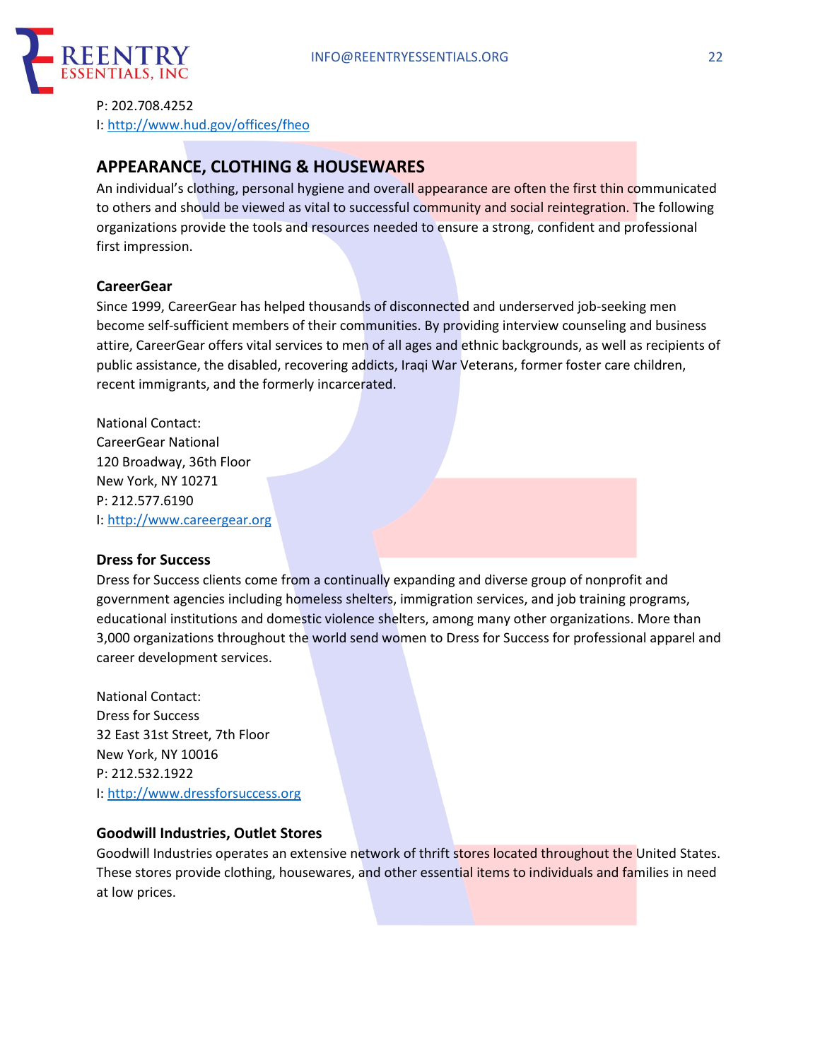P: 202.708.4252
I: http://www.hud.gov/offices/fheo

## APPEARANCE, CLOTHING & HOUSEWARES

An individual's clothing, personal hygiene and overall appearance are often the first thin communicated to others and should be viewed as vital to successful community and social reintegration. The following organizations provide the tools and resources needed to ensure a strong, confident and professional first impression.

### CareerGear

Since 1999, CareerGear has helped thousands of disconnected and underserved job-seeking men become self-sufficient members of their communities. By providing interview counseling and business attire, CareerGear offers vital services to men of all ages and ethnic backgrounds, as well as recipients of public assistance, the disabled, recovering addicts, Iraqi War Veterans, former foster care children, recent immigrants, and the formerly incarcerated.

National Contact:
CareerGear National
120 Broadway, 36th Floor
New York, NY 10271
P: 212.577.6190
I: http://www.careergear.org

### Dress for Success

Dress for Success clients come from a continually expanding and diverse group of nonprofit and government agencies including homeless shelters, immigration services, and job training programs, educational institutions and domestic violence shelters, among many other organizations. More than 3,000 organizations throughout the world send women to Dress for Success for professional apparel and career development services.

National Contact:
Dress for Success
32 East 31st Street, 7th Floor
New York, NY 10016
P: 212.532.1922
I: http://www.dressforsuccess.org

### Goodwill Industries, Outlet Stores

Goodwill Industries operates an extensive network of thrift stores located throughout the United States. These stores provide clothing, housewares, and other essential items to individuals and families in need at low prices.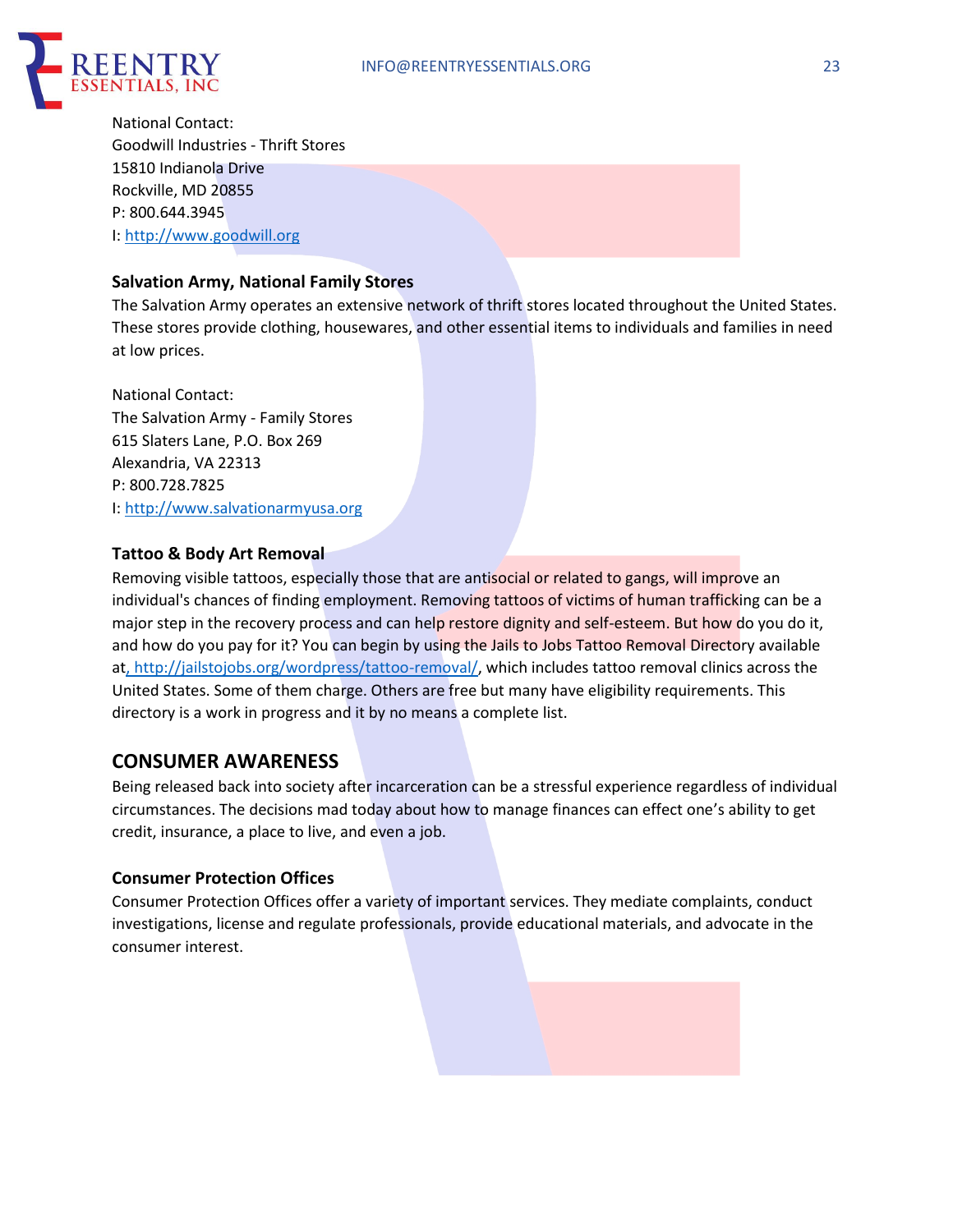National Contact:
Goodwill Industries - Thrift Stores
15810 Indianola Drive
Rockville, MD 20855
P: 800.644.3945
I: http://www.goodwill.org

### Salvation Army, National Family Stores

The Salvation Army operates an extensive network of thrift stores located throughout the United States. These stores provide clothing, housewares, and other essential items to individuals and families in need at low prices.

National Contact:
The Salvation Army - Family Stores
615 Slaters Lane, P.O. Box 269
Alexandria, VA 22313
P: 800.728.7825
I: http://www.salvationarmyusa.org

### Tattoo & Body Art Removal

Removing visible tattoos, especially those that are antisocial or related to gangs, will improve an individual's chances of finding employment. Removing tattoos of victims of human trafficking can be a major step in the recovery process and can help restore dignity and self-esteem. But how do you do it, and how do you pay for it? You can begin by using the Jails to Jobs Tattoo Removal Directory available at, http://jailstojobs.org/wordpress/tattoo-removal/, which includes tattoo removal clinics across the United States. Some of them charge. Others are free but many have eligibility requirements. This directory is a work in progress and it by no means a complete list.

## CONSUMER AWARENESS

Being released back into society after incarceration can be a stressful experience regardless of individual circumstances. The decisions mad today about how to manage finances can effect one's ability to get credit, insurance, a place to live, and even a job.

### Consumer Protection Offices

Consumer Protection Offices offer a variety of important services. They mediate complaints, conduct investigations, license and regulate professionals, provide educational materials, and advocate in the consumer interest.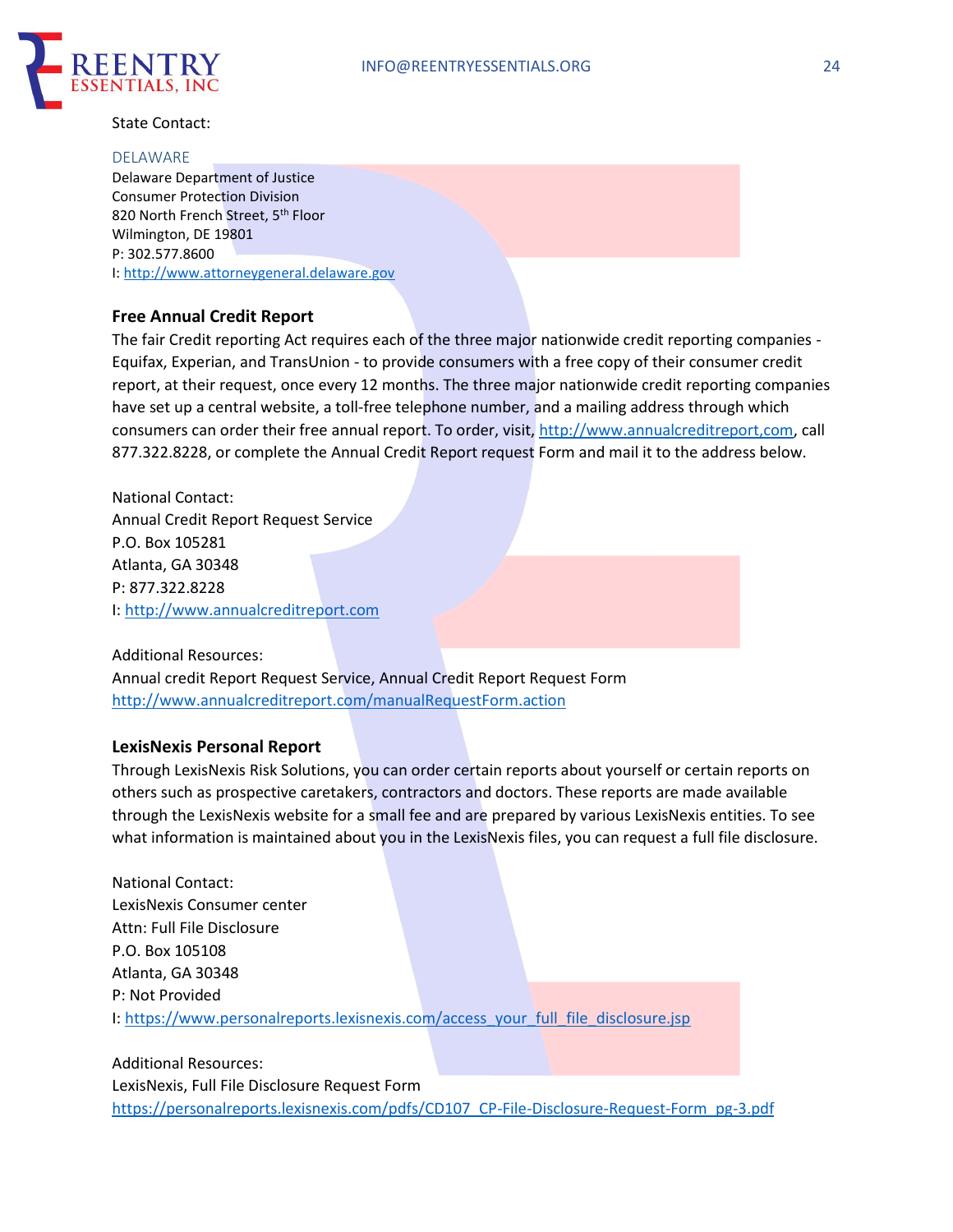State Contact:

DELAWARE
Delaware Department of Justice
Consumer Protection Division
820 North French Street, 5th Floor
Wilmington, DE 19801
P: 302.577.8600
I: http://www.attorneygeneral.delaware.gov

**Free Annual Credit Report**

The fair Credit reporting Act requires each of the three major nationwide credit reporting companies - Equifax, Experian, and TransUnion - to provide consumers with a free copy of their consumer credit report, at their request, once every 12 months. The three major nationwide credit reporting companies have set up a central website, a toll-free telephone number, and a mailing address through which consumers can order their free annual report. To order, visit, http://www.annualcreditreport,com, call 877.322.8228, or complete the Annual Credit Report request Form and mail it to the address below.

National Contact:
Annual Credit Report Request Service
P.O. Box 105281
Atlanta, GA 30348
P: 877.322.8228
I: http://www.annualcreditreport.com

Additional Resources:
Annual credit Report Request Service, Annual Credit Report Request Form
http://www.annualcreditreport.com/manualRequestForm.action

**LexisNexis Personal Report**

Through LexisNexis Risk Solutions, you can order certain reports about yourself or certain reports on others such as prospective caretakers, contractors and doctors. These reports are made available through the LexisNexis website for a small fee and are prepared by various LexisNexis entities. To see what information is maintained about you in the LexisNexis files, you can request a full file disclosure.

National Contact:
LexisNexis Consumer center
Attn: Full File Disclosure
P.O. Box 105108
Atlanta, GA 30348
P: Not Provided
I: https://www.personalreports.lexisnexis.com/access_your_full_file_disclosure.jsp

Additional Resources:
LexisNexis, Full File Disclosure Request Form
https://personalreports.lexisnexis.com/pdfs/CD107_CP-File-Disclosure-Request-Form_pg-3.pdf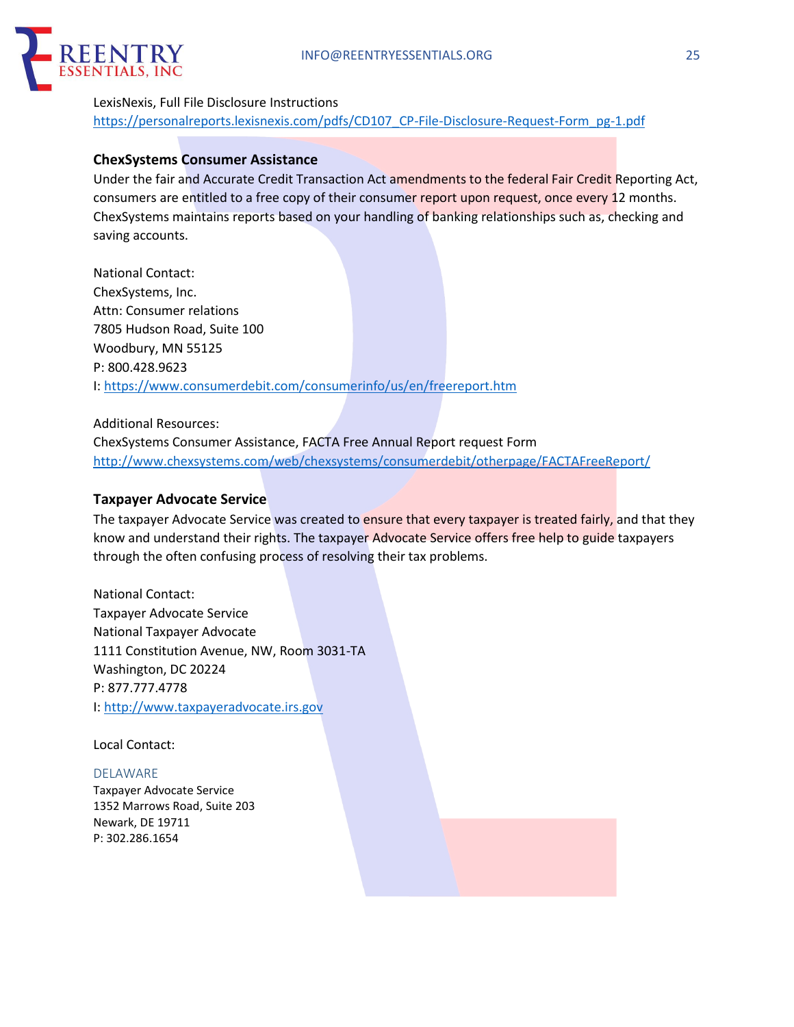LexisNexis, Full File Disclosure Instructions
https://personalreports.lexisnexis.com/pdfs/CD107_CP-File-Disclosure-Request-Form_pg-1.pdf

### ChexSystems Consumer Assistance

Under the fair and Accurate Credit Transaction Act amendments to the federal Fair Credit Reporting Act, consumers are entitled to a free copy of their consumer report upon request, once every 12 months. ChexSystems maintains reports based on your handling of banking relationships such as, checking and saving accounts.

National Contact:
ChexSystems, Inc.
Attn: Consumer relations
7805 Hudson Road, Suite 100
Woodbury, MN 55125
P: 800.428.9623
I: https://www.consumerdebit.com/consumerinfo/us/en/freereport.htm

Additional Resources:
ChexSystems Consumer Assistance, FACTA Free Annual Report request Form
http://www.chexsystems.com/web/chexsystems/consumerdebit/otherpage/FACTAFreeReport/

### Taxpayer Advocate Service

The taxpayer Advocate Service was created to ensure that every taxpayer is treated fairly, and that they know and understand their rights. The taxpayer Advocate Service offers free help to guide taxpayers through the often confusing process of resolving their tax problems.

National Contact:
Taxpayer Advocate Service
National Taxpayer Advocate
1111 Constitution Avenue, NW, Room 3031-TA
Washington, DC 20224
P: 877.777.4778
I: http://www.taxpayeradvocate.irs.gov

Local Contact:

DELAWARE
Taxpayer Advocate Service
1352 Marrows Road, Suite 203
Newark, DE 19711
P: 302.286.1654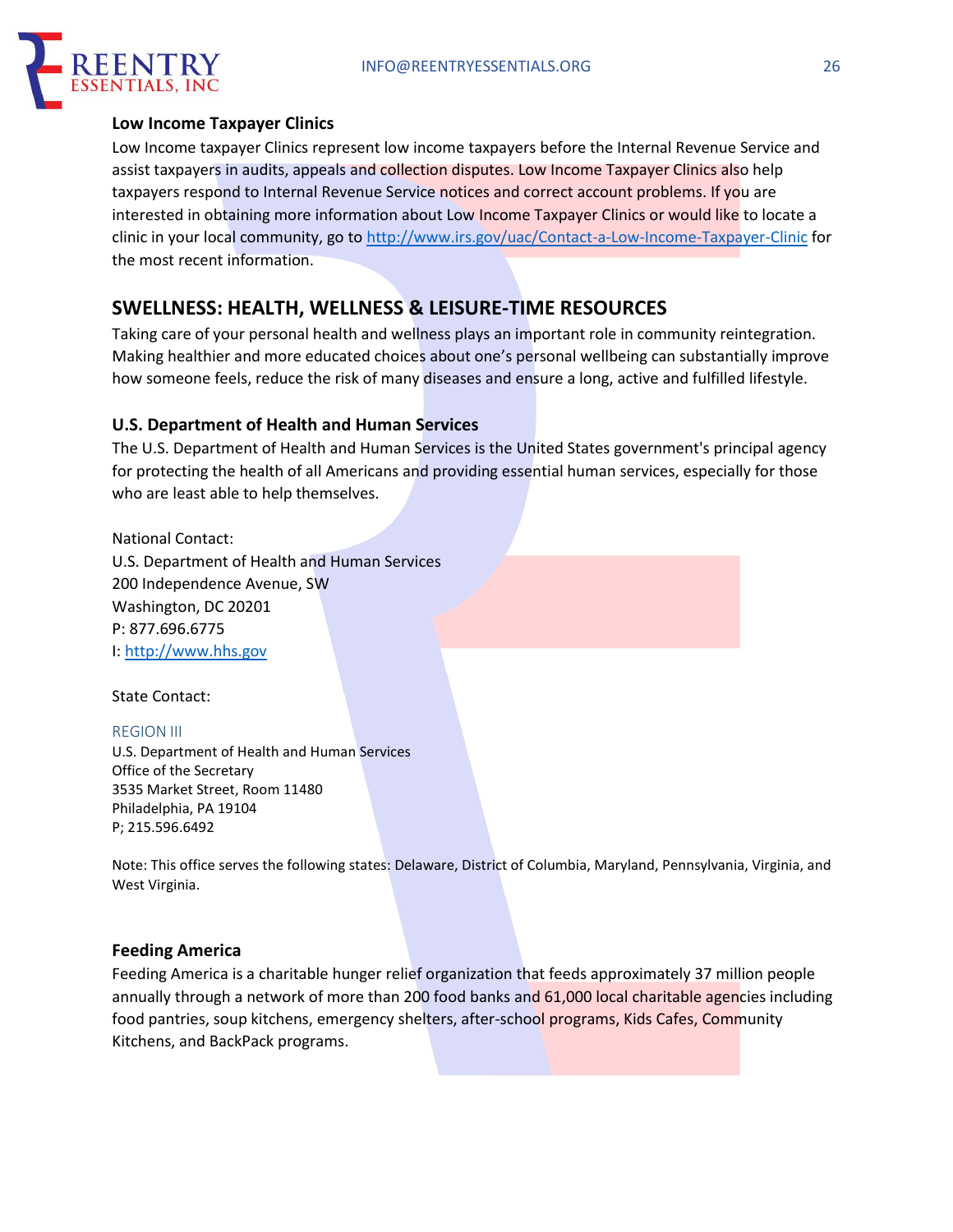### Low Income Taxpayer Clinics

Low Income taxpayer Clinics represent low income taxpayers before the Internal Revenue Service and assist taxpayers in audits, appeals and collection disputes. Low Income Taxpayer Clinics also help taxpayers respond to Internal Revenue Service notices and correct account problems. If you are interested in obtaining more information about Low Income Taxpayer Clinics or would like to locate a clinic in your local community, go to [http://www.irs.gov/uac/Contact-a-Low-Income-Taxpayer-Clinic](http://www.irs.gov/uac/Contact-a-Low-Income-Taxpayer-Clinic) for the most recent information.

## SWELLNESS: HEALTH, WELLNESS & LEISURE-TIME RESOURCES

Taking care of your personal health and wellness plays an important role in community reintegration. Making healthier and more educated choices about one's personal wellbeing can substantially improve how someone feels, reduce the risk of many diseases and ensure a long, active and fulfilled lifestyle.

### U.S. Department of Health and Human Services

The U.S. Department of Health and Human Services is the United States government's principal agency for protecting the health of all Americans and providing essential human services, especially for those who are least able to help themselves.

National Contact:
U.S. Department of Health and Human Services
200 Independence Avenue, SW
Washington, DC 20201
P: 877.696.6775
I: [http://www.hhs.gov](http://www.hhs.gov)

State Contact:

REGION III
U.S. Department of Health and Human Services
Office of the Secretary
3535 Market Street, Room 11480
Philadelphia, PA 19104
P; 215.596.6492

Note: This office serves the following states: Delaware, District of Columbia, Maryland, Pennsylvania, Virginia, and West Virginia.

### Feeding America

Feeding America is a charitable hunger relief organization that feeds approximately 37 million people annually through a network of more than 200 food banks and 61,000 local charitable agencies including food pantries, soup kitchens, emergency shelters, after-school programs, Kids Cafes, Community Kitchens, and BackPack programs.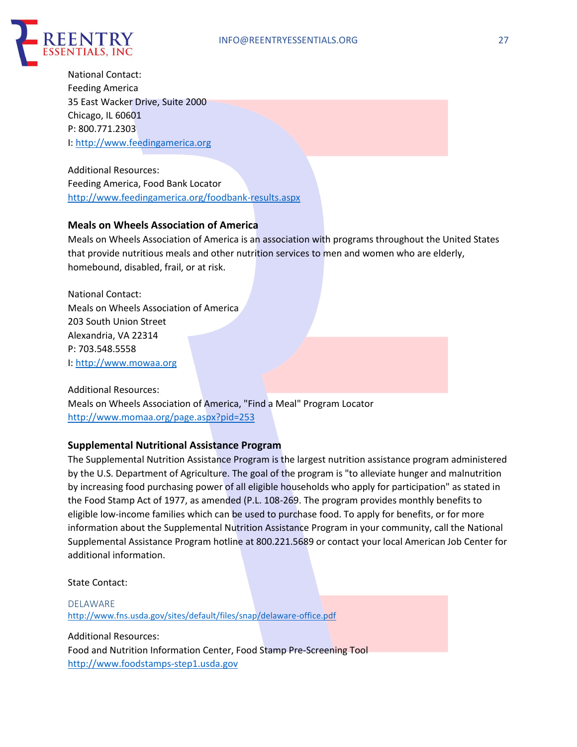National Contact:
Feeding America
35 East Wacker Drive, Suite 2000
Chicago, IL 60601
P: 800.771.2303
I: http://www.feedingamerica.org

Additional Resources:
Feeding America, Food Bank Locator
http://www.feedingamerica.org/foodbank-results.aspx

**Meals on Wheels Association of America**

Meals on Wheels Association of America is an association with programs throughout the United States that provide nutritious meals and other nutrition services to men and women who are elderly, homebound, disabled, frail, or at risk.

National Contact:
Meals on Wheels Association of America
203 South Union Street
Alexandria, VA 22314
P: 703.548.5558
I: http://www.mowaa.org

Additional Resources:
Meals on Wheels Association of America, "Find a Meal" Program Locator
http://www.momaa.org/page.aspx?pid=253

**Supplemental Nutritional Assistance Program**

The Supplemental Nutrition Assistance Program is the largest nutrition assistance program administered by the U.S. Department of Agriculture. The goal of the program is "to alleviate hunger and malnutrition by increasing food purchasing power of all eligible households who apply for participation" as stated in the Food Stamp Act of 1977, as amended (P.L. 108-269. The program provides monthly benefits to eligible low-income families which can be used to purchase food. To apply for benefits, or for more information about the Supplemental Nutrition Assistance Program in your community, call the National Supplemental Assistance Program hotline at 800.221.5689 or contact your local American Job Center for additional information.

State Contact:

DELAWARE
http://www.fns.usda.gov/sites/default/files/snap/delaware-office.pdf

Additional Resources:
Food and Nutrition Information Center, Food Stamp Pre-Screening Tool
http://www.foodstamps-step1.usda.gov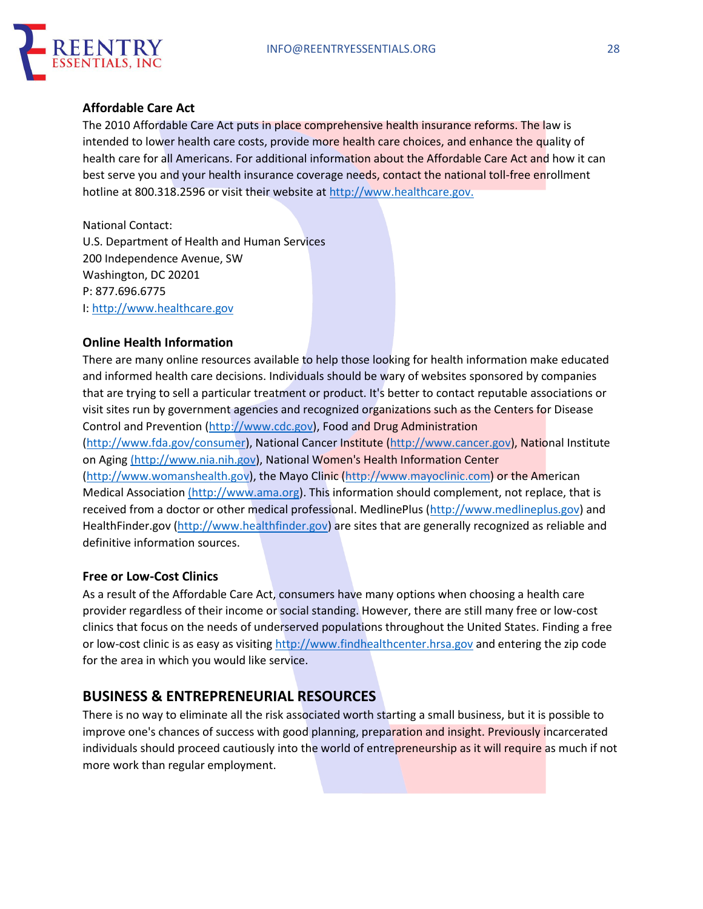### Affordable Care Act

The 2010 Affordable Care Act puts in place comprehensive health insurance reforms. The law is intended to lower health care costs, provide more health care choices, and enhance the quality of health care for all Americans. For additional information about the Affordable Care Act and how it can best serve you and your health insurance coverage needs, contact the national toll-free enrollment hotline at 800.318.2596 or visit their website at http://www.healthcare.gov.

National Contact:
U.S. Department of Health and Human Services
200 Independence Avenue, SW
Washington, DC 20201
P: 877.696.6775
I: http://www.healthcare.gov

### Online Health Information

There are many online resources available to help those looking for health information make educated and informed health care decisions. Individuals should be wary of websites sponsored by companies that are trying to sell a particular treatment or product. It's better to contact reputable associations or visit sites run by government agencies and recognized organizations such as the Centers for Disease Control and Prevention (http://www.cdc.gov), Food and Drug Administration (http://www.fda.gov/consumer), National Cancer Institute (http://www.cancer.gov), National Institute on Aging (http://www.nia.nih.gov), National Women's Health Information Center (http://www.womanshealth.gov), the Mayo Clinic (http://www.mayoclinic.com) or the American Medical Association (http://www.ama.org). This information should complement, not replace, that is received from a doctor or other medical professional. MedlinePlus (http://www.medlineplus.gov) and HealthFinder.gov (http://www.healthfinder.gov) are sites that are generally recognized as reliable and definitive information sources.

### Free or Low-Cost Clinics

As a result of the Affordable Care Act, consumers have many options when choosing a health care provider regardless of their income or social standing. However, there are still many free or low-cost clinics that focus on the needs of underserved populations throughout the United States. Finding a free or low-cost clinic is as easy as visiting http://www.findhealthcenter.hrsa.gov and entering the zip code for the area in which you would like service.

## BUSINESS & ENTREPRENEURIAL RESOURCES

There is no way to eliminate all the risk associated worth starting a small business, but it is possible to improve one's chances of success with good planning, preparation and insight. Previously incarcerated individuals should proceed cautiously into the world of entrepreneurship as it will require as much if not more work than regular employment.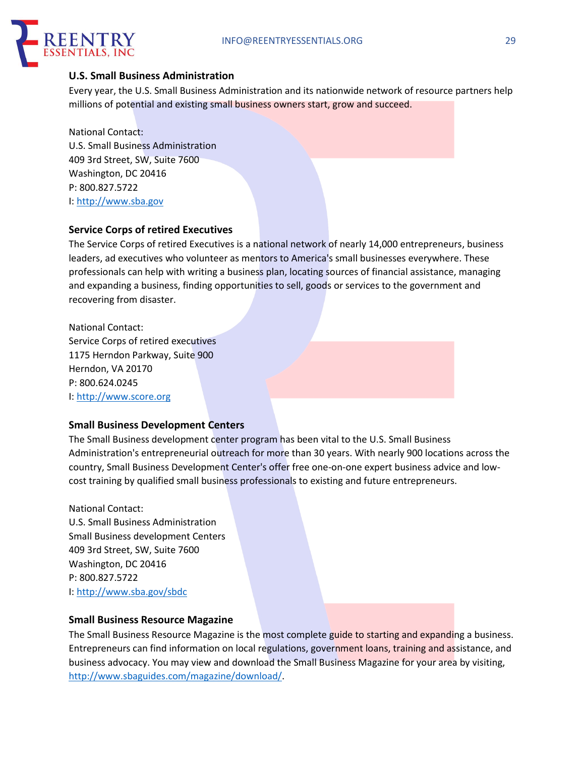### U.S. Small Business Administration

Every year, the U.S. Small Business Administration and its nationwide network of resource partners help millions of potential and existing small business owners start, grow and succeed.

National Contact:
U.S. Small Business Administration
409 3rd Street, SW, Suite 7600
Washington, DC 20416
P: 800.827.5722
I: http://www.sba.gov

### Service Corps of retired Executives

The Service Corps of retired Executives is a national network of nearly 14,000 entrepreneurs, business leaders, ad executives who volunteer as mentors to America's small businesses everywhere. These professionals can help with writing a business plan, locating sources of financial assistance, managing and expanding a business, finding opportunities to sell, goods or services to the government and recovering from disaster.

National Contact:
Service Corps of retired executives
1175 Herndon Parkway, Suite 900
Herndon, VA 20170
P: 800.624.0245
I: http://www.score.org

### Small Business Development Centers

The Small Business development center program has been vital to the U.S. Small Business Administration's entrepreneurial outreach for more than 30 years. With nearly 900 locations across the country, Small Business Development Center's offer free one-on-one expert business advice and low-cost training by qualified small business professionals to existing and future entrepreneurs.

National Contact:
U.S. Small Business Administration
Small Business development Centers
409 3rd Street, SW, Suite 7600
Washington, DC 20416
P: 800.827.5722
I: http://www.sba.gov/sbdc

### Small Business Resource Magazine

The Small Business Resource Magazine is the most complete guide to starting and expanding a business. Entrepreneurs can find information on local regulations, government loans, training and assistance, and business advocacy. You may view and download the Small Business Magazine for your area by visiting, http://www.sbaguides.com/magazine/download/.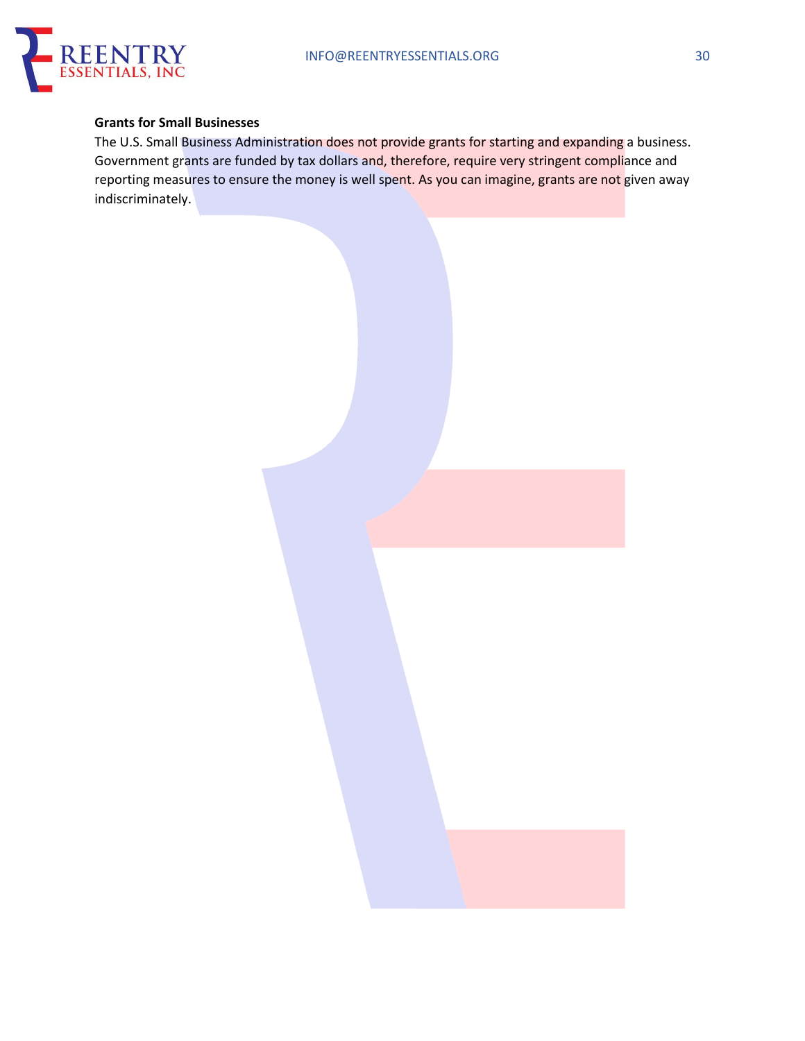**Grants for Small Businesses**

The U.S. Small Business Administration does not provide grants for starting and expanding a business. Government grants are funded by tax dollars and, therefore, require very stringent compliance and reporting measures to ensure the money is well spent. As you can imagine, grants are not given away indiscriminately.